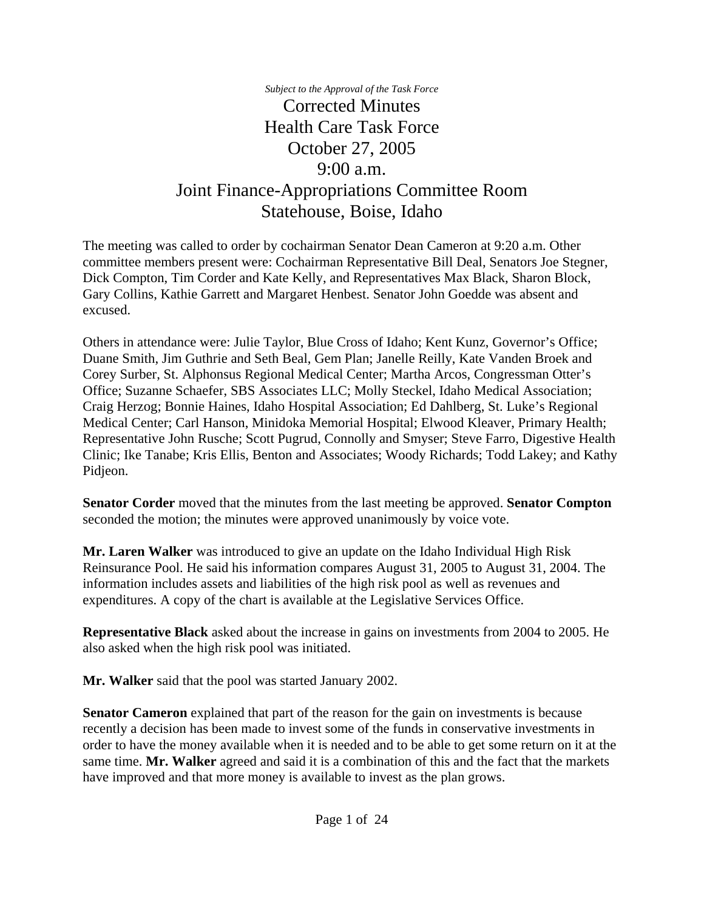*Subject to the Approval of the Task Force*

# Corrected Minutes
# Health Care Task Force
# October 27, 2005
# 9:00 a.m.
# Joint Finance-Appropriations Committee Room
# Statehouse, Boise, Idaho

The meeting was called to order by cochairman Senator Dean Cameron at 9:20 a.m. Other committee members present were: Cochairman Representative Bill Deal, Senators Joe Stegner, Dick Compton, Tim Corder and Kate Kelly, and Representatives Max Black, Sharon Block, Gary Collins, Kathie Garrett and Margaret Henbest. Senator John Goedde was absent and excused.

Others in attendance were: Julie Taylor, Blue Cross of Idaho; Kent Kunz, Governor's Office; Duane Smith, Jim Guthrie and Seth Beal, Gem Plan; Janelle Reilly, Kate Vanden Broek and Corey Surber, St. Alphonsus Regional Medical Center; Martha Arcos, Congressman Otter's Office; Suzanne Schaefer, SBS Associates LLC; Molly Steckel, Idaho Medical Association; Craig Herzog; Bonnie Haines, Idaho Hospital Association; Ed Dahlberg, St. Luke's Regional Medical Center; Carl Hanson, Minidoka Memorial Hospital; Elwood Kleaver, Primary Health; Representative John Rusche; Scott Pugrud, Connolly and Smyser; Steve Farro, Digestive Health Clinic; Ike Tanabe; Kris Ellis, Benton and Associates; Woody Richards; Todd Lakey; and Kathy Pidjeon.

**Senator Corder** moved that the minutes from the last meeting be approved. **Senator Compton** seconded the motion; the minutes were approved unanimously by voice vote.

**Mr. Laren Walker** was introduced to give an update on the Idaho Individual High Risk Reinsurance Pool. He said his information compares August 31, 2005 to August 31, 2004. The information includes assets and liabilities of the high risk pool as well as revenues and expenditures. A copy of the chart is available at the Legislative Services Office.

**Representative Black** asked about the increase in gains on investments from 2004 to 2005. He also asked when the high risk pool was initiated.

**Mr. Walker** said that the pool was started January 2002.

**Senator Cameron** explained that part of the reason for the gain on investments is because recently a decision has been made to invest some of the funds in conservative investments in order to have the money available when it is needed and to be able to get some return on it at the same time. **Mr. Walker** agreed and said it is a combination of this and the fact that the markets have improved and that more money is available to invest as the plan grows.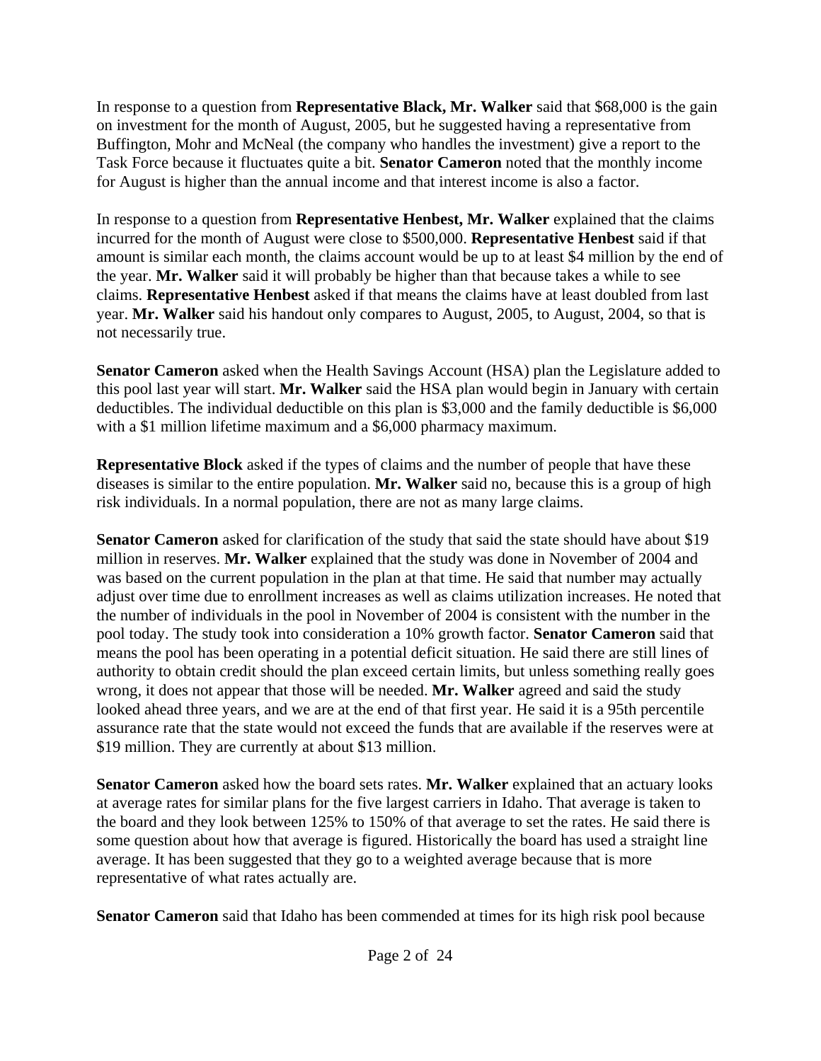In response to a question from **Representative Black, Mr. Walker** said that $68,000 is the gain on investment for the month of August, 2005, but he suggested having a representative from Buffington, Mohr and McNeal (the company who handles the investment) give a report to the Task Force because it fluctuates quite a bit. **Senator Cameron** noted that the monthly income for August is higher than the annual income and that interest income is also a factor.

In response to a question from **Representative Henbest, Mr. Walker** explained that the claims incurred for the month of August were close to $500,000. **Representative Henbest** said if that amount is similar each month, the claims account would be up to at least $4 million by the end of the year. **Mr. Walker** said it will probably be higher than that because takes a while to see claims. **Representative Henbest** asked if that means the claims have at least doubled from last year. **Mr. Walker** said his handout only compares to August, 2005, to August, 2004, so that is not necessarily true.

**Senator Cameron** asked when the Health Savings Account (HSA) plan the Legislature added to this pool last year will start. **Mr. Walker** said the HSA plan would begin in January with certain deductibles. The individual deductible on this plan is $3,000 and the family deductible is $6,000 with a $1 million lifetime maximum and a $6,000 pharmacy maximum.

**Representative Block** asked if the types of claims and the number of people that have these diseases is similar to the entire population. **Mr. Walker** said no, because this is a group of high risk individuals. In a normal population, there are not as many large claims.

**Senator Cameron** asked for clarification of the study that said the state should have about $19 million in reserves. **Mr. Walker** explained that the study was done in November of 2004 and was based on the current population in the plan at that time. He said that number may actually adjust over time due to enrollment increases as well as claims utilization increases. He noted that the number of individuals in the pool in November of 2004 is consistent with the number in the pool today. The study took into consideration a 10% growth factor. **Senator Cameron** said that means the pool has been operating in a potential deficit situation. He said there are still lines of authority to obtain credit should the plan exceed certain limits, but unless something really goes wrong, it does not appear that those will be needed. **Mr. Walker** agreed and said the study looked ahead three years, and we are at the end of that first year. He said it is a 95th percentile assurance rate that the state would not exceed the funds that are available if the reserves were at $19 million. They are currently at about $13 million.

**Senator Cameron** asked how the board sets rates. **Mr. Walker** explained that an actuary looks at average rates for similar plans for the five largest carriers in Idaho. That average is taken to the board and they look between 125% to 150% of that average to set the rates. He said there is some question about how that average is figured. Historically the board has used a straight line average. It has been suggested that they go to a weighted average because that is more representative of what rates actually are.

**Senator Cameron** said that Idaho has been commended at times for its high risk pool because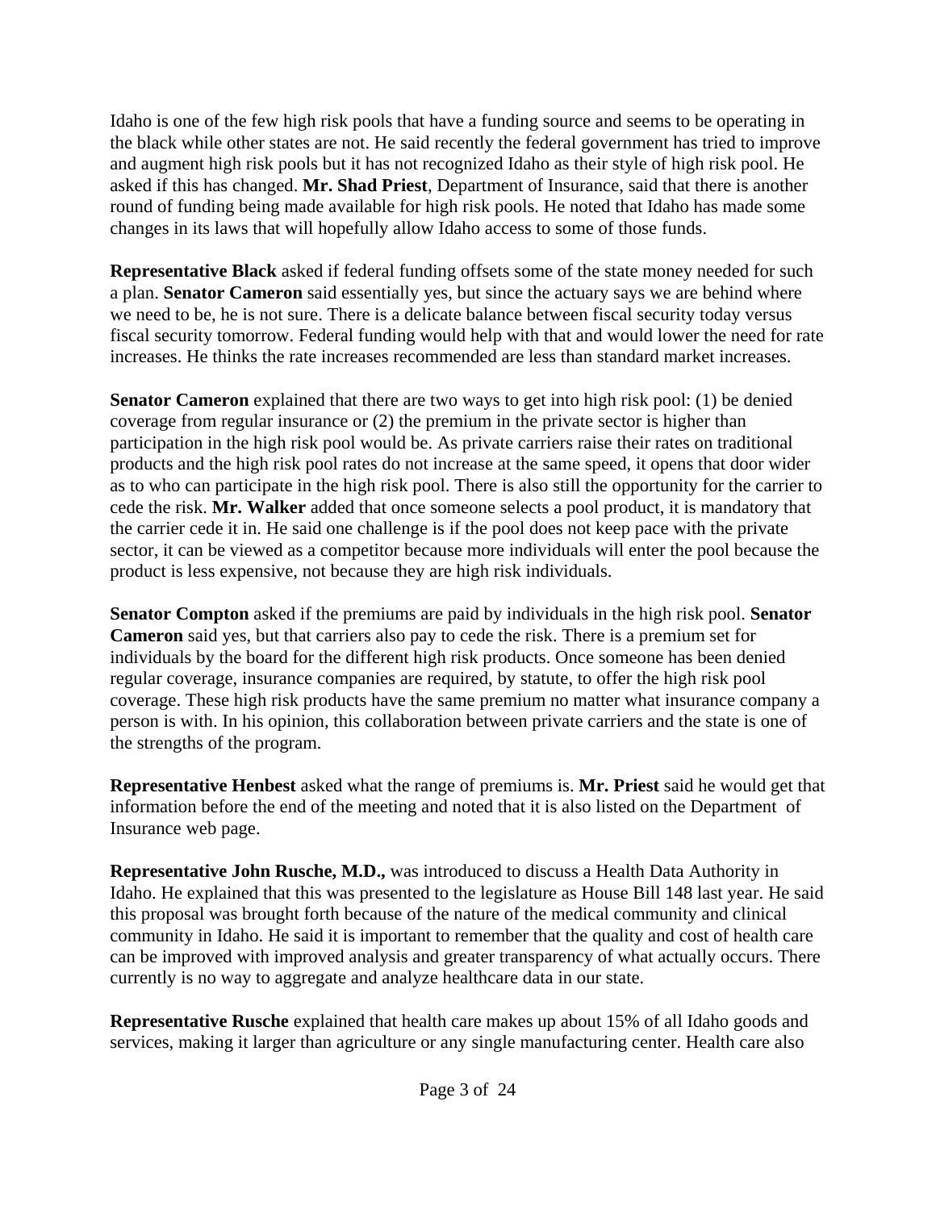Idaho is one of the few high risk pools that have a funding source and seems to be operating in the black while other states are not. He said recently the federal government has tried to improve and augment high risk pools but it has not recognized Idaho as their style of high risk pool. He asked if this has changed. **Mr. Shad Priest**, Department of Insurance, said that there is another round of funding being made available for high risk pools. He noted that Idaho has made some changes in its laws that will hopefully allow Idaho access to some of those funds.

**Representative Black** asked if federal funding offsets some of the state money needed for such a plan. **Senator Cameron** said essentially yes, but since the actuary says we are behind where we need to be, he is not sure. There is a delicate balance between fiscal security today versus fiscal security tomorrow. Federal funding would help with that and would lower the need for rate increases. He thinks the rate increases recommended are less than standard market increases.

**Senator Cameron** explained that there are two ways to get into high risk pool: (1) be denied coverage from regular insurance or (2) the premium in the private sector is higher than participation in the high risk pool would be. As private carriers raise their rates on traditional products and the high risk pool rates do not increase at the same speed, it opens that door wider as to who can participate in the high risk pool. There is also still the opportunity for the carrier to cede the risk. **Mr. Walker** added that once someone selects a pool product, it is mandatory that the carrier cede it in. He said one challenge is if the pool does not keep pace with the private sector, it can be viewed as a competitor because more individuals will enter the pool because the product is less expensive, not because they are high risk individuals.

**Senator Compton** asked if the premiums are paid by individuals in the high risk pool. **Senator Cameron** said yes, but that carriers also pay to cede the risk. There is a premium set for individuals by the board for the different high risk products. Once someone has been denied regular coverage, insurance companies are required, by statute, to offer the high risk pool coverage. These high risk products have the same premium no matter what insurance company a person is with. In his opinion, this collaboration between private carriers and the state is one of the strengths of the program.

**Representative Henbest** asked what the range of premiums is. **Mr. Priest** said he would get that information before the end of the meeting and noted that it is also listed on the Department of Insurance web page.

**Representative John Rusche, M.D.,** was introduced to discuss a Health Data Authority in Idaho. He explained that this was presented to the legislature as House Bill 148 last year. He said this proposal was brought forth because of the nature of the medical community and clinical community in Idaho. He said it is important to remember that the quality and cost of health care can be improved with improved analysis and greater transparency of what actually occurs. There currently is no way to aggregate and analyze healthcare data in our state.

**Representative Rusche** explained that health care makes up about 15% of all Idaho goods and services, making it larger than agriculture or any single manufacturing center. Health care also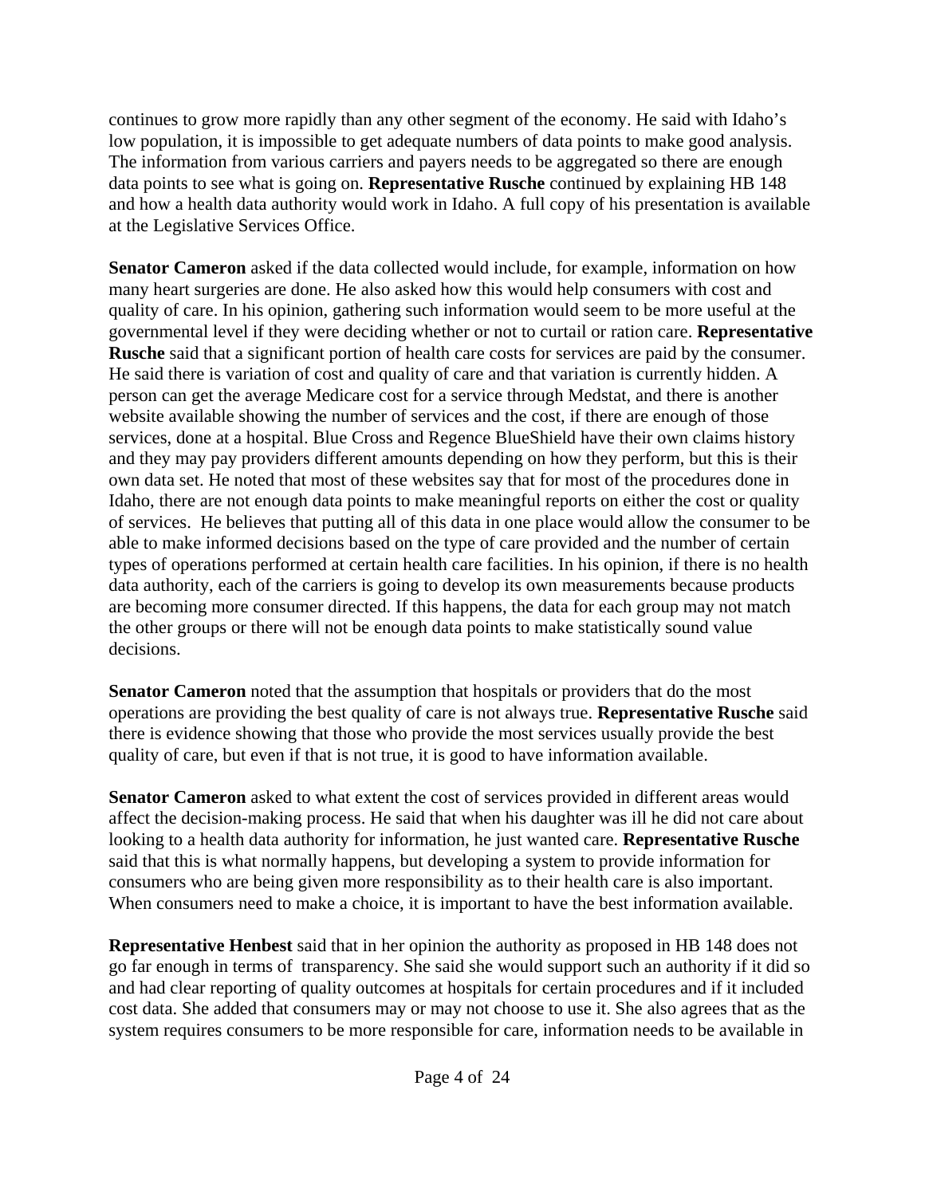continues to grow more rapidly than any other segment of the economy. He said with Idaho's low population, it is impossible to get adequate numbers of data points to make good analysis. The information from various carriers and payers needs to be aggregated so there are enough data points to see what is going on. **Representative Rusche** continued by explaining HB 148 and how a health data authority would work in Idaho. A full copy of his presentation is available at the Legislative Services Office.

**Senator Cameron** asked if the data collected would include, for example, information on how many heart surgeries are done. He also asked how this would help consumers with cost and quality of care. In his opinion, gathering such information would seem to be more useful at the governmental level if they were deciding whether or not to curtail or ration care. **Representative Rusche** said that a significant portion of health care costs for services are paid by the consumer. He said there is variation of cost and quality of care and that variation is currently hidden. A person can get the average Medicare cost for a service through Medstat, and there is another website available showing the number of services and the cost, if there are enough of those services, done at a hospital. Blue Cross and Regence BlueShield have their own claims history and they may pay providers different amounts depending on how they perform, but this is their own data set. He noted that most of these websites say that for most of the procedures done in Idaho, there are not enough data points to make meaningful reports on either the cost or quality of services. He believes that putting all of this data in one place would allow the consumer to be able to make informed decisions based on the type of care provided and the number of certain types of operations performed at certain health care facilities. In his opinion, if there is no health data authority, each of the carriers is going to develop its own measurements because products are becoming more consumer directed. If this happens, the data for each group may not match the other groups or there will not be enough data points to make statistically sound value decisions.

**Senator Cameron** noted that the assumption that hospitals or providers that do the most operations are providing the best quality of care is not always true. **Representative Rusche** said there is evidence showing that those who provide the most services usually provide the best quality of care, but even if that is not true, it is good to have information available.

**Senator Cameron** asked to what extent the cost of services provided in different areas would affect the decision-making process. He said that when his daughter was ill he did not care about looking to a health data authority for information, he just wanted care. **Representative Rusche** said that this is what normally happens, but developing a system to provide information for consumers who are being given more responsibility as to their health care is also important. When consumers need to make a choice, it is important to have the best information available.

**Representative Henbest** said that in her opinion the authority as proposed in HB 148 does not go far enough in terms of transparency. She said she would support such an authority if it did so and had clear reporting of quality outcomes at hospitals for certain procedures and if it included cost data. She added that consumers may or may not choose to use it. She also agrees that as the system requires consumers to be more responsible for care, information needs to be available in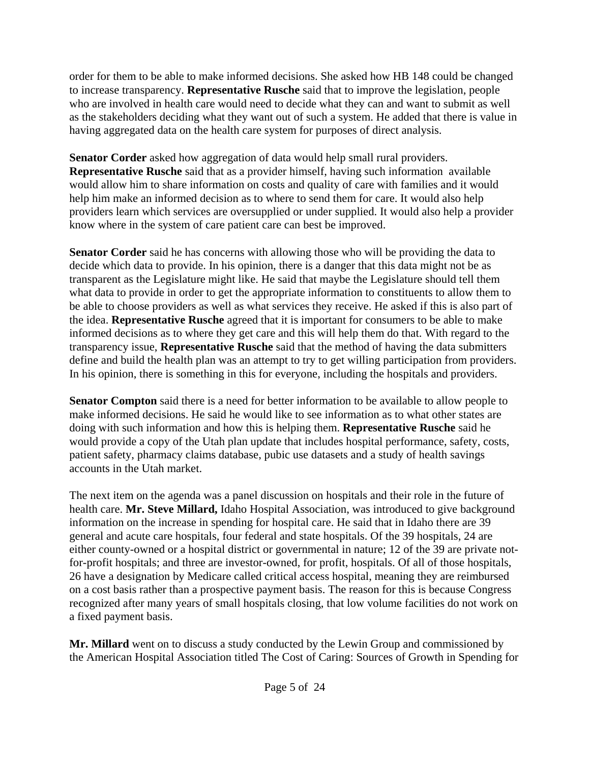order for them to be able to make informed decisions. She asked how HB 148 could be changed to increase transparency. **Representative Rusche** said that to improve the legislation, people who are involved in health care would need to decide what they can and want to submit as well as the stakeholders deciding what they want out of such a system. He added that there is value in having aggregated data on the health care system for purposes of direct analysis.

**Senator Corder** asked how aggregation of data would help small rural providers. **Representative Rusche** said that as a provider himself, having such information available would allow him to share information on costs and quality of care with families and it would help him make an informed decision as to where to send them for care. It would also help providers learn which services are oversupplied or under supplied. It would also help a provider know where in the system of care patient care can best be improved.

**Senator Corder** said he has concerns with allowing those who will be providing the data to decide which data to provide. In his opinion, there is a danger that this data might not be as transparent as the Legislature might like. He said that maybe the Legislature should tell them what data to provide in order to get the appropriate information to constituents to allow them to be able to choose providers as well as what services they receive. He asked if this is also part of the idea. **Representative Rusche** agreed that it is important for consumers to be able to make informed decisions as to where they get care and this will help them do that. With regard to the transparency issue, **Representative Rusche** said that the method of having the data submitters define and build the health plan was an attempt to try to get willing participation from providers. In his opinion, there is something in this for everyone, including the hospitals and providers.

**Senator Compton** said there is a need for better information to be available to allow people to make informed decisions. He said he would like to see information as to what other states are doing with such information and how this is helping them. **Representative Rusche** said he would provide a copy of the Utah plan update that includes hospital performance, safety, costs, patient safety, pharmacy claims database, pubic use datasets and a study of health savings accounts in the Utah market.

The next item on the agenda was a panel discussion on hospitals and their role in the future of health care. **Mr. Steve Millard,** Idaho Hospital Association, was introduced to give background information on the increase in spending for hospital care. He said that in Idaho there are 39 general and acute care hospitals, four federal and state hospitals. Of the 39 hospitals, 24 are either county-owned or a hospital district or governmental in nature; 12 of the 39 are private not-for-profit hospitals; and three are investor-owned, for profit, hospitals. Of all of those hospitals, 26 have a designation by Medicare called critical access hospital, meaning they are reimbursed on a cost basis rather than a prospective payment basis. The reason for this is because Congress recognized after many years of small hospitals closing, that low volume facilities do not work on a fixed payment basis.

**Mr. Millard** went on to discuss a study conducted by the Lewin Group and commissioned by the American Hospital Association titled The Cost of Caring: Sources of Growth in Spending for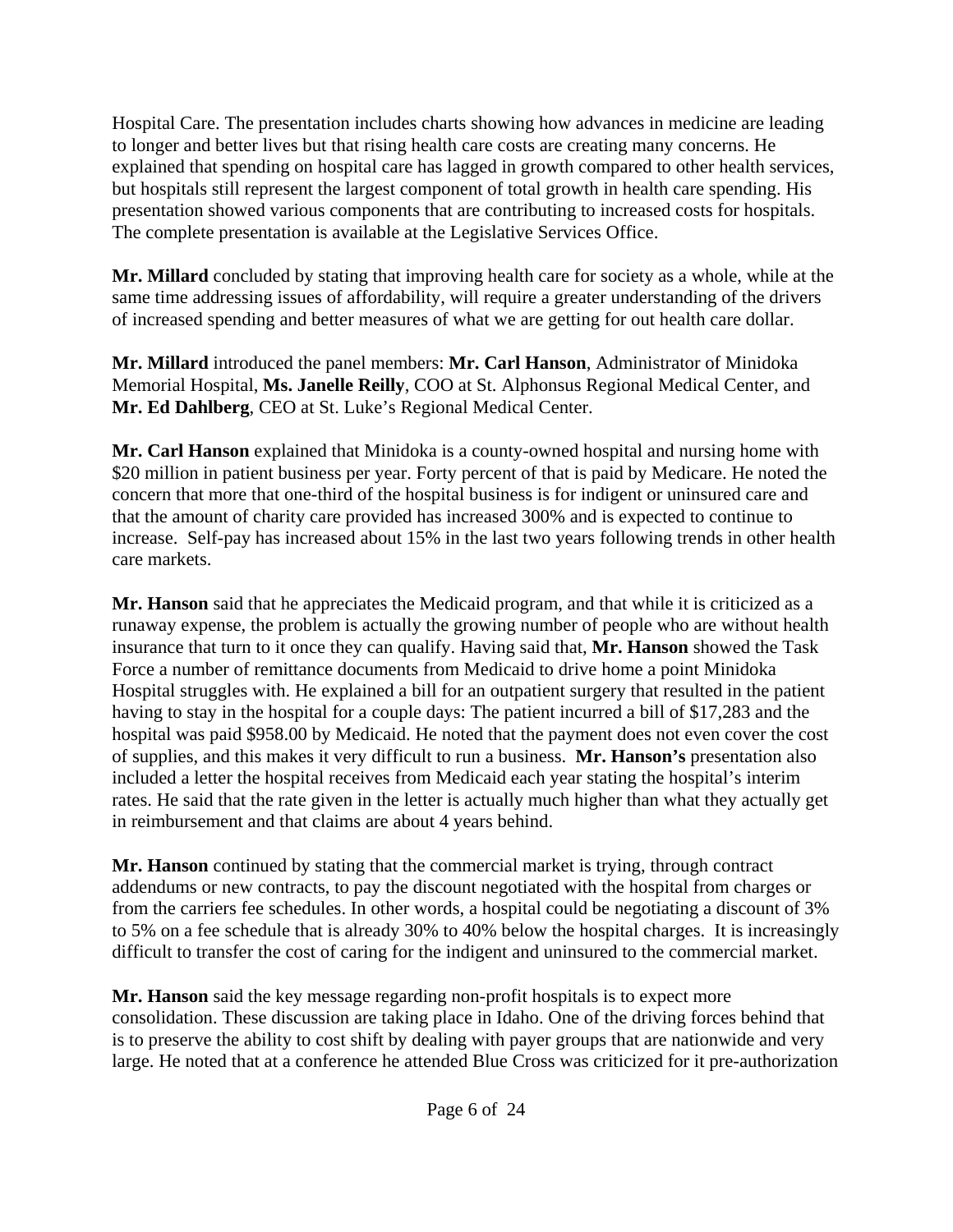Hospital Care. The presentation includes charts showing how advances in medicine are leading to longer and better lives but that rising health care costs are creating many concerns. He explained that spending on hospital care has lagged in growth compared to other health services, but hospitals still represent the largest component of total growth in health care spending. His presentation showed various components that are contributing to increased costs for hospitals. The complete presentation is available at the Legislative Services Office.

**Mr. Millard** concluded by stating that improving health care for society as a whole, while at the same time addressing issues of affordability, will require a greater understanding of the drivers of increased spending and better measures of what we are getting for out health care dollar.

**Mr. Millard** introduced the panel members: **Mr. Carl Hanson**, Administrator of Minidoka Memorial Hospital, **Ms. Janelle Reilly**, COO at St. Alphonsus Regional Medical Center, and **Mr. Ed Dahlberg**, CEO at St. Luke's Regional Medical Center.

**Mr. Carl Hanson** explained that Minidoka is a county-owned hospital and nursing home with $20 million in patient business per year. Forty percent of that is paid by Medicare. He noted the concern that more that one-third of the hospital business is for indigent or uninsured care and that the amount of charity care provided has increased 300% and is expected to continue to increase. Self-pay has increased about 15% in the last two years following trends in other health care markets.

**Mr. Hanson** said that he appreciates the Medicaid program, and that while it is criticized as a runaway expense, the problem is actually the growing number of people who are without health insurance that turn to it once they can qualify. Having said that, **Mr. Hanson** showed the Task Force a number of remittance documents from Medicaid to drive home a point Minidoka Hospital struggles with. He explained a bill for an outpatient surgery that resulted in the patient having to stay in the hospital for a couple days: The patient incurred a bill of $17,283 and the hospital was paid $958.00 by Medicaid. He noted that the payment does not even cover the cost of supplies, and this makes it very difficult to run a business. **Mr. Hanson's** presentation also included a letter the hospital receives from Medicaid each year stating the hospital's interim rates. He said that the rate given in the letter is actually much higher than what they actually get in reimbursement and that claims are about 4 years behind.

**Mr. Hanson** continued by stating that the commercial market is trying, through contract addendums or new contracts, to pay the discount negotiated with the hospital from charges or from the carriers fee schedules. In other words, a hospital could be negotiating a discount of 3% to 5% on a fee schedule that is already 30% to 40% below the hospital charges. It is increasingly difficult to transfer the cost of caring for the indigent and uninsured to the commercial market.

**Mr. Hanson** said the key message regarding non-profit hospitals is to expect more consolidation. These discussion are taking place in Idaho. One of the driving forces behind that is to preserve the ability to cost shift by dealing with payer groups that are nationwide and very large. He noted that at a conference he attended Blue Cross was criticized for it pre-authorization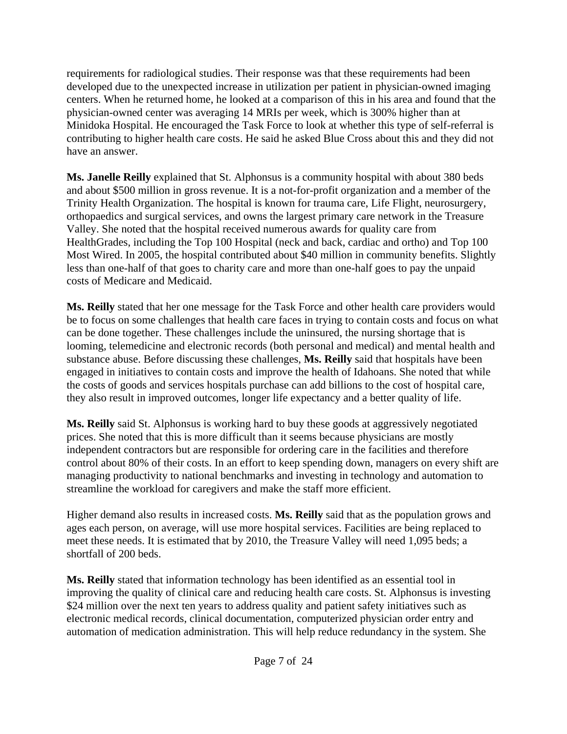requirements for radiological studies. Their response was that these requirements had been developed due to the unexpected increase in utilization per patient in physician-owned imaging centers. When he returned home, he looked at a comparison of this in his area and found that the physician-owned center was averaging 14 MRIs per week, which is 300% higher than at Minidoka Hospital. He encouraged the Task Force to look at whether this type of self-referral is contributing to higher health care costs. He said he asked Blue Cross about this and they did not have an answer.

**Ms. Janelle Reilly** explained that St. Alphonsus is a community hospital with about 380 beds and about $500 million in gross revenue. It is a not-for-profit organization and a member of the Trinity Health Organization. The hospital is known for trauma care, Life Flight, neurosurgery, orthopaedics and surgical services, and owns the largest primary care network in the Treasure Valley. She noted that the hospital received numerous awards for quality care from HealthGrades, including the Top 100 Hospital (neck and back, cardiac and ortho) and Top 100 Most Wired. In 2005, the hospital contributed about $40 million in community benefits. Slightly less than one-half of that goes to charity care and more than one-half goes to pay the unpaid costs of Medicare and Medicaid.

**Ms. Reilly** stated that her one message for the Task Force and other health care providers would be to focus on some challenges that health care faces in trying to contain costs and focus on what can be done together. These challenges include the uninsured, the nursing shortage that is looming, telemedicine and electronic records (both personal and medical) and mental health and substance abuse. Before discussing these challenges, **Ms. Reilly** said that hospitals have been engaged in initiatives to contain costs and improve the health of Idahoans. She noted that while the costs of goods and services hospitals purchase can add billions to the cost of hospital care, they also result in improved outcomes, longer life expectancy and a better quality of life.

**Ms. Reilly** said St. Alphonsus is working hard to buy these goods at aggressively negotiated prices. She noted that this is more difficult than it seems because physicians are mostly independent contractors but are responsible for ordering care in the facilities and therefore control about 80% of their costs. In an effort to keep spending down, managers on every shift are managing productivity to national benchmarks and investing in technology and automation to streamline the workload for caregivers and make the staff more efficient.

Higher demand also results in increased costs. **Ms. Reilly** said that as the population grows and ages each person, on average, will use more hospital services. Facilities are being replaced to meet these needs. It is estimated that by 2010, the Treasure Valley will need 1,095 beds; a shortfall of 200 beds.

**Ms. Reilly** stated that information technology has been identified as an essential tool in improving the quality of clinical care and reducing health care costs. St. Alphonsus is investing $24 million over the next ten years to address quality and patient safety initiatives such as electronic medical records, clinical documentation, computerized physician order entry and automation of medication administration. This will help reduce redundancy in the system. She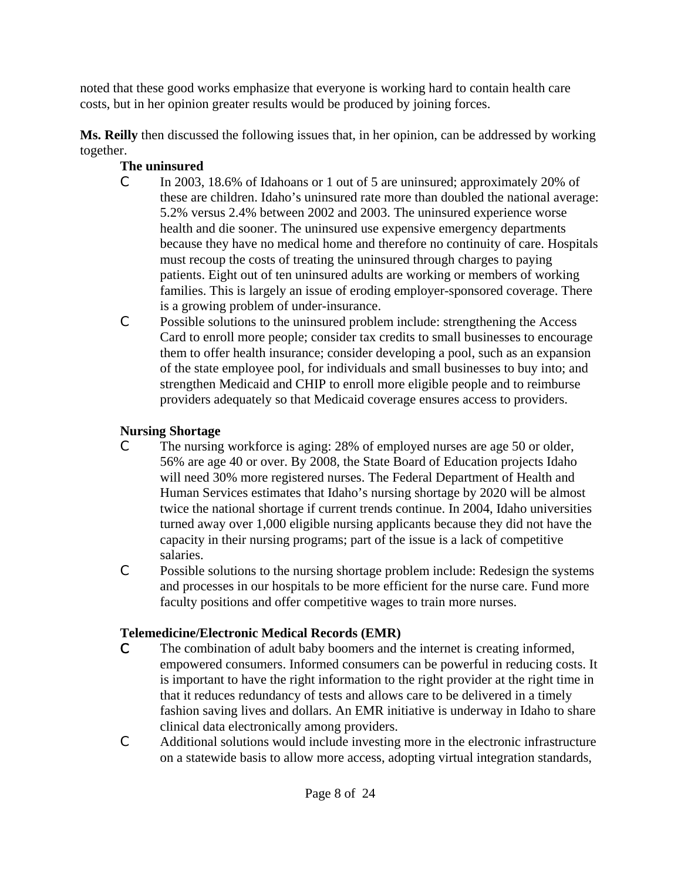noted that these good works emphasize that everyone is working hard to contain health care costs, but in her opinion greater results would be produced by joining forces.

**Ms. Reilly** then discussed the following issues that, in her opinion, can be addressed by working together.

**The uninsured**

- In 2003, 18.6% of Idahoans or 1 out of 5 are uninsured; approximately 20% of these are children. Idaho's uninsured rate more than doubled the national average: 5.2% versus 2.4% between 2002 and 2003. The uninsured experience worse health and die sooner. The uninsured use expensive emergency departments because they have no medical home and therefore no continuity of care. Hospitals must recoup the costs of treating the uninsured through charges to paying patients. Eight out of ten uninsured adults are working or members of working families. This is largely an issue of eroding employer-sponsored coverage. There is a growing problem of under-insurance.
- Possible solutions to the uninsured problem include: strengthening the Access Card to enroll more people; consider tax credits to small businesses to encourage them to offer health insurance; consider developing a pool, such as an expansion of the state employee pool, for individuals and small businesses to buy into; and strengthen Medicaid and CHIP to enroll more eligible people and to reimburse providers adequately so that Medicaid coverage ensures access to providers.

**Nursing Shortage**

- The nursing workforce is aging: 28% of employed nurses are age 50 or older, 56% are age 40 or over. By 2008, the State Board of Education projects Idaho will need 30% more registered nurses. The Federal Department of Health and Human Services estimates that Idaho's nursing shortage by 2020 will be almost twice the national shortage if current trends continue. In 2004, Idaho universities turned away over 1,000 eligible nursing applicants because they did not have the capacity in their nursing programs; part of the issue is a lack of competitive salaries.
- Possible solutions to the nursing shortage problem include: Redesign the systems and processes in our hospitals to be more efficient for the nurse care. Fund more faculty positions and offer competitive wages to train more nurses.

**Telemedicine/Electronic Medical Records (EMR)**

- The combination of adult baby boomers and the internet is creating informed, empowered consumers. Informed consumers can be powerful in reducing costs. It is important to have the right information to the right provider at the right time in that it reduces redundancy of tests and allows care to be delivered in a timely fashion saving lives and dollars. An EMR initiative is underway in Idaho to share clinical data electronically among providers.
- Additional solutions would include investing more in the electronic infrastructure on a statewide basis to allow more access, adopting virtual integration standards,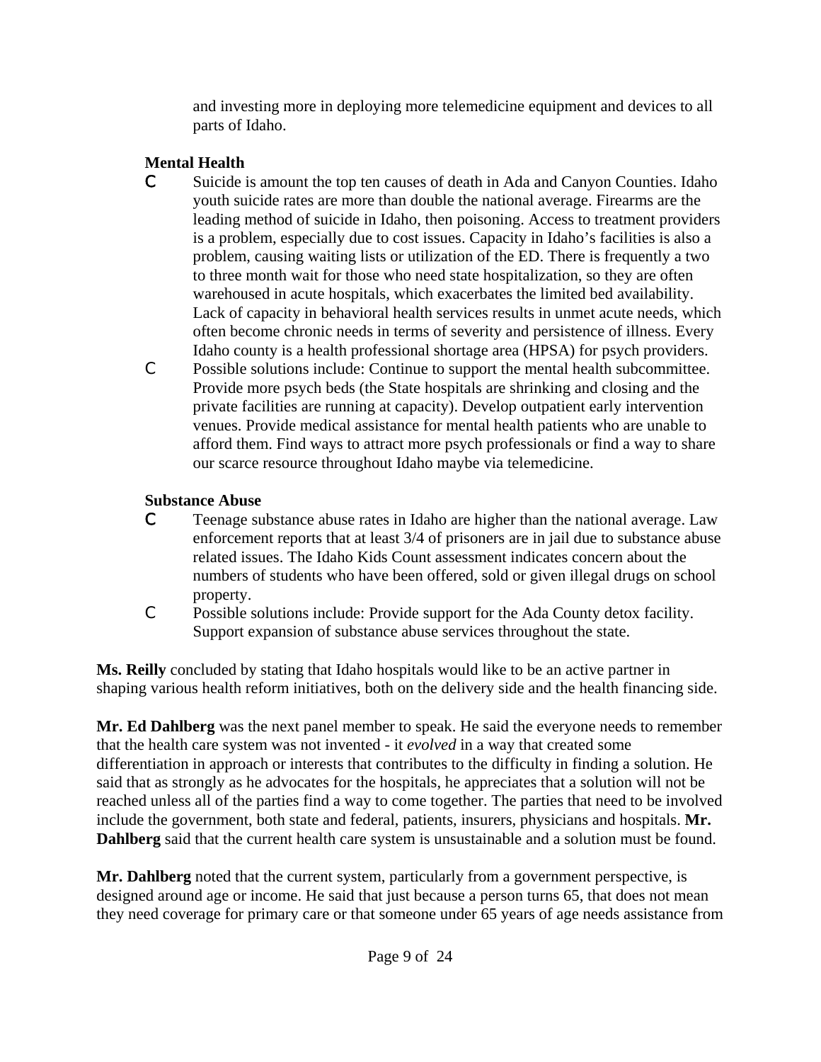and investing more in deploying more telemedicine equipment and devices to all parts of Idaho.

**Mental Health**

- Suicide is amount the top ten causes of death in Ada and Canyon Counties. Idaho youth suicide rates are more than double the national average. Firearms are the leading method of suicide in Idaho, then poisoning. Access to treatment providers is a problem, especially due to cost issues. Capacity in Idaho's facilities is also a problem, causing waiting lists or utilization of the ED. There is frequently a two to three month wait for those who need state hospitalization, so they are often warehoused in acute hospitals, which exacerbates the limited bed availability. Lack of capacity in behavioral health services results in unmet acute needs, which often become chronic needs in terms of severity and persistence of illness. Every Idaho county is a health professional shortage area (HPSA) for psych providers.
- Possible solutions include: Continue to support the mental health subcommittee. Provide more psych beds (the State hospitals are shrinking and closing and the private facilities are running at capacity). Develop outpatient early intervention venues. Provide medical assistance for mental health patients who are unable to afford them. Find ways to attract more psych professionals or find a way to share our scarce resource throughout Idaho maybe via telemedicine.

**Substance Abuse**

- Teenage substance abuse rates in Idaho are higher than the national average. Law enforcement reports that at least 3/4 of prisoners are in jail due to substance abuse related issues. The Idaho Kids Count assessment indicates concern about the numbers of students who have been offered, sold or given illegal drugs on school property.
- Possible solutions include: Provide support for the Ada County detox facility. Support expansion of substance abuse services throughout the state.

**Ms. Reilly** concluded by stating that Idaho hospitals would like to be an active partner in shaping various health reform initiatives, both on the delivery side and the health financing side.

**Mr. Ed Dahlberg** was the next panel member to speak. He said the everyone needs to remember that the health care system was not invented - it *evolved* in a way that created some differentiation in approach or interests that contributes to the difficulty in finding a solution. He said that as strongly as he advocates for the hospitals, he appreciates that a solution will not be reached unless all of the parties find a way to come together. The parties that need to be involved include the government, both state and federal, patients, insurers, physicians and hospitals. **Mr. Dahlberg** said that the current health care system is unsustainable and a solution must be found.

**Mr. Dahlberg** noted that the current system, particularly from a government perspective, is designed around age or income. He said that just because a person turns 65, that does not mean they need coverage for primary care or that someone under 65 years of age needs assistance from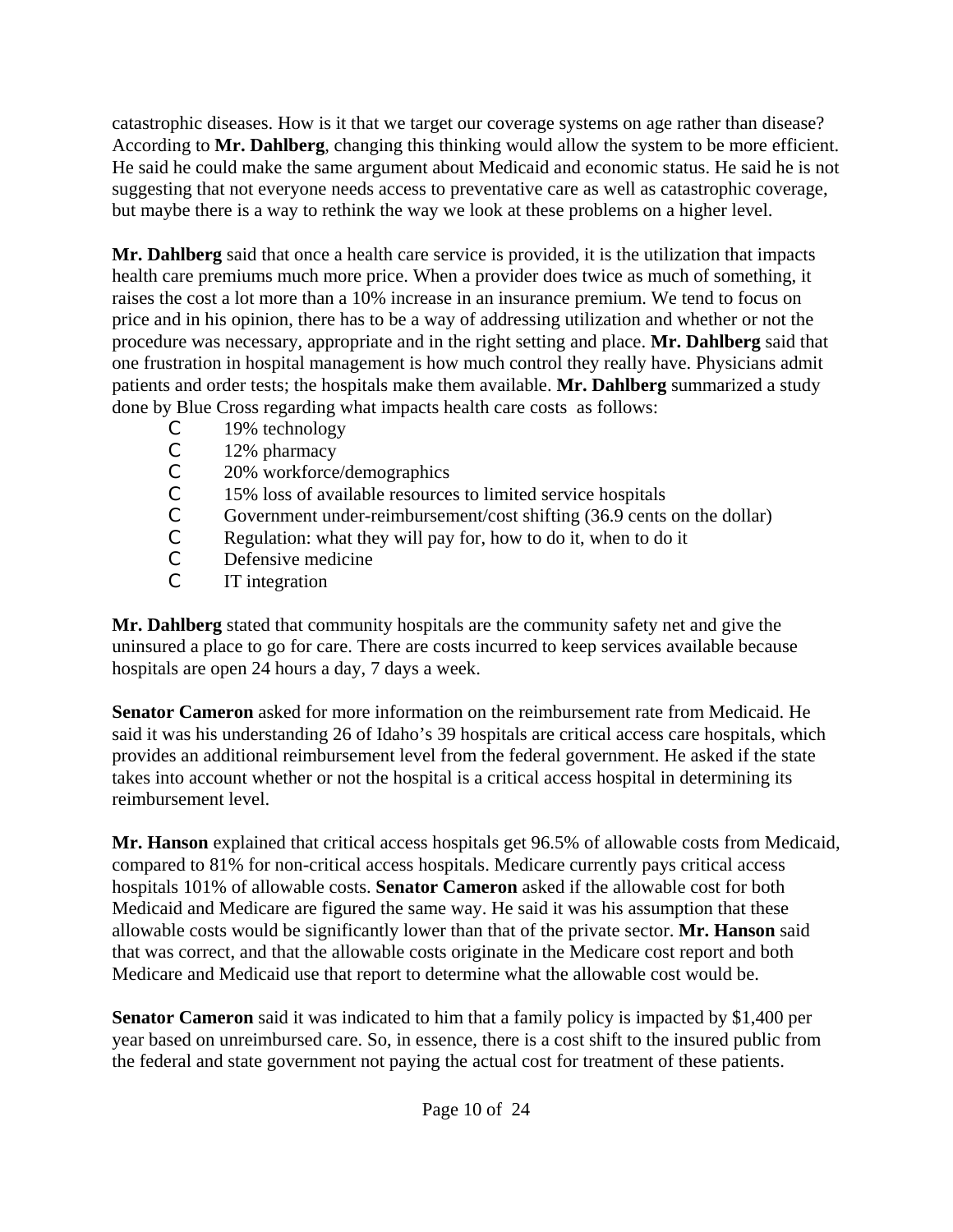catastrophic diseases. How is it that we target our coverage systems on age rather than disease? According to **Mr. Dahlberg**, changing this thinking would allow the system to be more efficient. He said he could make the same argument about Medicaid and economic status. He said he is not suggesting that not everyone needs access to preventative care as well as catastrophic coverage, but maybe there is a way to rethink the way we look at these problems on a higher level.

**Mr. Dahlberg** said that once a health care service is provided, it is the utilization that impacts health care premiums much more price. When a provider does twice as much of something, it raises the cost a lot more than a 10% increase in an insurance premium. We tend to focus on price and in his opinion, there has to be a way of addressing utilization and whether or not the procedure was necessary, appropriate and in the right setting and place. **Mr. Dahlberg** said that one frustration in hospital management is how much control they really have. Physicians admit patients and order tests; the hospitals make them available. **Mr. Dahlberg** summarized a study done by Blue Cross regarding what impacts health care costs as follows:

- 19% technology
- 12% pharmacy
- 20% workforce/demographics
- 15% loss of available resources to limited service hospitals
- Government under-reimbursement/cost shifting (36.9 cents on the dollar)
- Regulation: what they will pay for, how to do it, when to do it
- Defensive medicine
- IT integration

**Mr. Dahlberg** stated that community hospitals are the community safety net and give the uninsured a place to go for care. There are costs incurred to keep services available because hospitals are open 24 hours a day, 7 days a week.

**Senator Cameron** asked for more information on the reimbursement rate from Medicaid. He said it was his understanding 26 of Idaho's 39 hospitals are critical access care hospitals, which provides an additional reimbursement level from the federal government. He asked if the state takes into account whether or not the hospital is a critical access hospital in determining its reimbursement level.

**Mr. Hanson** explained that critical access hospitals get 96.5% of allowable costs from Medicaid, compared to 81% for non-critical access hospitals. Medicare currently pays critical access hospitals 101% of allowable costs. **Senator Cameron** asked if the allowable cost for both Medicaid and Medicare are figured the same way. He said it was his assumption that these allowable costs would be significantly lower than that of the private sector. **Mr. Hanson** said that was correct, and that the allowable costs originate in the Medicare cost report and both Medicare and Medicaid use that report to determine what the allowable cost would be.

**Senator Cameron** said it was indicated to him that a family policy is impacted by $1,400 per year based on unreimbursed care. So, in essence, there is a cost shift to the insured public from the federal and state government not paying the actual cost for treatment of these patients.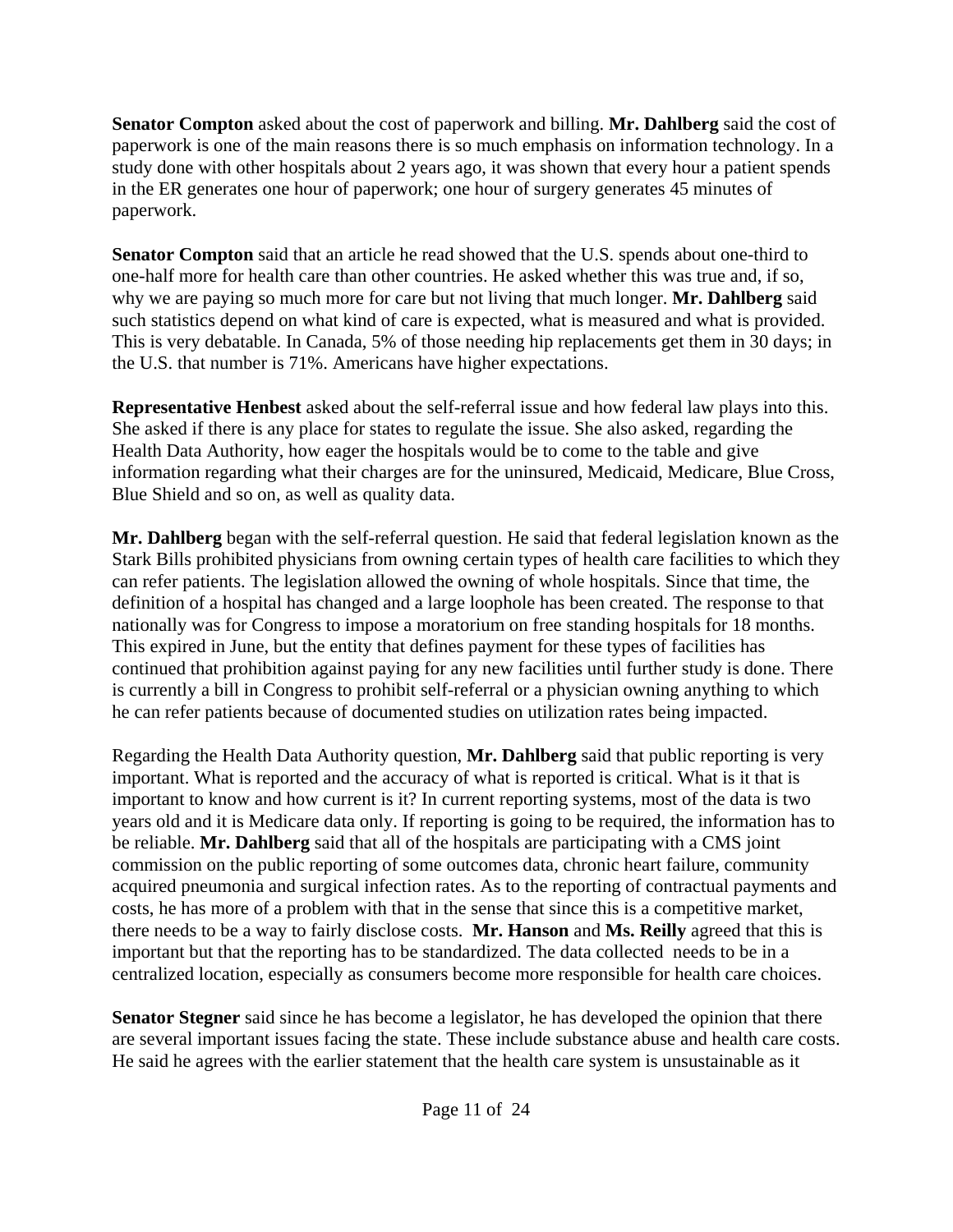**Senator Compton** asked about the cost of paperwork and billing. **Mr. Dahlberg** said the cost of paperwork is one of the main reasons there is so much emphasis on information technology. In a study done with other hospitals about 2 years ago, it was shown that every hour a patient spends in the ER generates one hour of paperwork; one hour of surgery generates 45 minutes of paperwork.

**Senator Compton** said that an article he read showed that the U.S. spends about one-third to one-half more for health care than other countries. He asked whether this was true and, if so, why we are paying so much more for care but not living that much longer. **Mr. Dahlberg** said such statistics depend on what kind of care is expected, what is measured and what is provided. This is very debatable. In Canada, 5% of those needing hip replacements get them in 30 days; in the U.S. that number is 71%. Americans have higher expectations.

**Representative Henbest** asked about the self-referral issue and how federal law plays into this. She asked if there is any place for states to regulate the issue. She also asked, regarding the Health Data Authority, how eager the hospitals would be to come to the table and give information regarding what their charges are for the uninsured, Medicaid, Medicare, Blue Cross, Blue Shield and so on, as well as quality data.

**Mr. Dahlberg** began with the self-referral question. He said that federal legislation known as the Stark Bills prohibited physicians from owning certain types of health care facilities to which they can refer patients. The legislation allowed the owning of whole hospitals. Since that time, the definition of a hospital has changed and a large loophole has been created. The response to that nationally was for Congress to impose a moratorium on free standing hospitals for 18 months. This expired in June, but the entity that defines payment for these types of facilities has continued that prohibition against paying for any new facilities until further study is done. There is currently a bill in Congress to prohibit self-referral or a physician owning anything to which he can refer patients because of documented studies on utilization rates being impacted.

Regarding the Health Data Authority question, **Mr. Dahlberg** said that public reporting is very important. What is reported and the accuracy of what is reported is critical. What is it that is important to know and how current is it? In current reporting systems, most of the data is two years old and it is Medicare data only. If reporting is going to be required, the information has to be reliable. **Mr. Dahlberg** said that all of the hospitals are participating with a CMS joint commission on the public reporting of some outcomes data, chronic heart failure, community acquired pneumonia and surgical infection rates. As to the reporting of contractual payments and costs, he has more of a problem with that in the sense that since this is a competitive market, there needs to be a way to fairly disclose costs. **Mr. Hanson** and **Ms. Reilly** agreed that this is important but that the reporting has to be standardized. The data collected needs to be in a centralized location, especially as consumers become more responsible for health care choices.

**Senator Stegner** said since he has become a legislator, he has developed the opinion that there are several important issues facing the state. These include substance abuse and health care costs. He said he agrees with the earlier statement that the health care system is unsustainable as it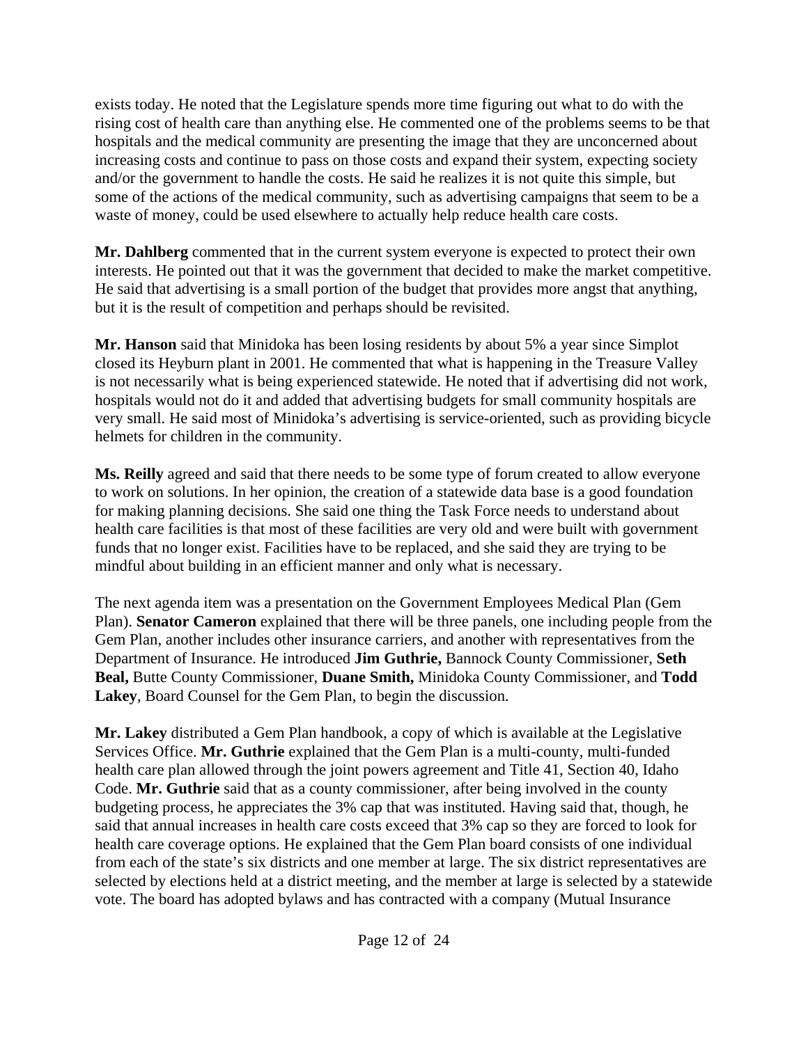exists today. He noted that the Legislature spends more time figuring out what to do with the rising cost of health care than anything else. He commented one of the problems seems to be that hospitals and the medical community are presenting the image that they are unconcerned about increasing costs and continue to pass on those costs and expand their system, expecting society and/or the government to handle the costs. He said he realizes it is not quite this simple, but some of the actions of the medical community, such as advertising campaigns that seem to be a waste of money, could be used elsewhere to actually help reduce health care costs.

**Mr. Dahlberg** commented that in the current system everyone is expected to protect their own interests. He pointed out that it was the government that decided to make the market competitive. He said that advertising is a small portion of the budget that provides more angst that anything, but it is the result of competition and perhaps should be revisited.

**Mr. Hanson** said that Minidoka has been losing residents by about 5% a year since Simplot closed its Heyburn plant in 2001. He commented that what is happening in the Treasure Valley is not necessarily what is being experienced statewide. He noted that if advertising did not work, hospitals would not do it and added that advertising budgets for small community hospitals are very small. He said most of Minidoka's advertising is service-oriented, such as providing bicycle helmets for children in the community.

**Ms. Reilly** agreed and said that there needs to be some type of forum created to allow everyone to work on solutions. In her opinion, the creation of a statewide data base is a good foundation for making planning decisions. She said one thing the Task Force needs to understand about health care facilities is that most of these facilities are very old and were built with government funds that no longer exist. Facilities have to be replaced, and she said they are trying to be mindful about building in an efficient manner and only what is necessary.

The next agenda item was a presentation on the Government Employees Medical Plan (Gem Plan). **Senator Cameron** explained that there will be three panels, one including people from the Gem Plan, another includes other insurance carriers, and another with representatives from the Department of Insurance. He introduced **Jim Guthrie,** Bannock County Commissioner, **Seth Beal,** Butte County Commissioner, **Duane Smith,** Minidoka County Commissioner, and **Todd Lakey**, Board Counsel for the Gem Plan, to begin the discussion.

**Mr. Lakey** distributed a Gem Plan handbook, a copy of which is available at the Legislative Services Office. **Mr. Guthrie** explained that the Gem Plan is a multi-county, multi-funded health care plan allowed through the joint powers agreement and Title 41, Section 40, Idaho Code. **Mr. Guthrie** said that as a county commissioner, after being involved in the county budgeting process, he appreciates the 3% cap that was instituted. Having said that, though, he said that annual increases in health care costs exceed that 3% cap so they are forced to look for health care coverage options. He explained that the Gem Plan board consists of one individual from each of the state's six districts and one member at large. The six district representatives are selected by elections held at a district meeting, and the member at large is selected by a statewide vote. The board has adopted bylaws and has contracted with a company (Mutual Insurance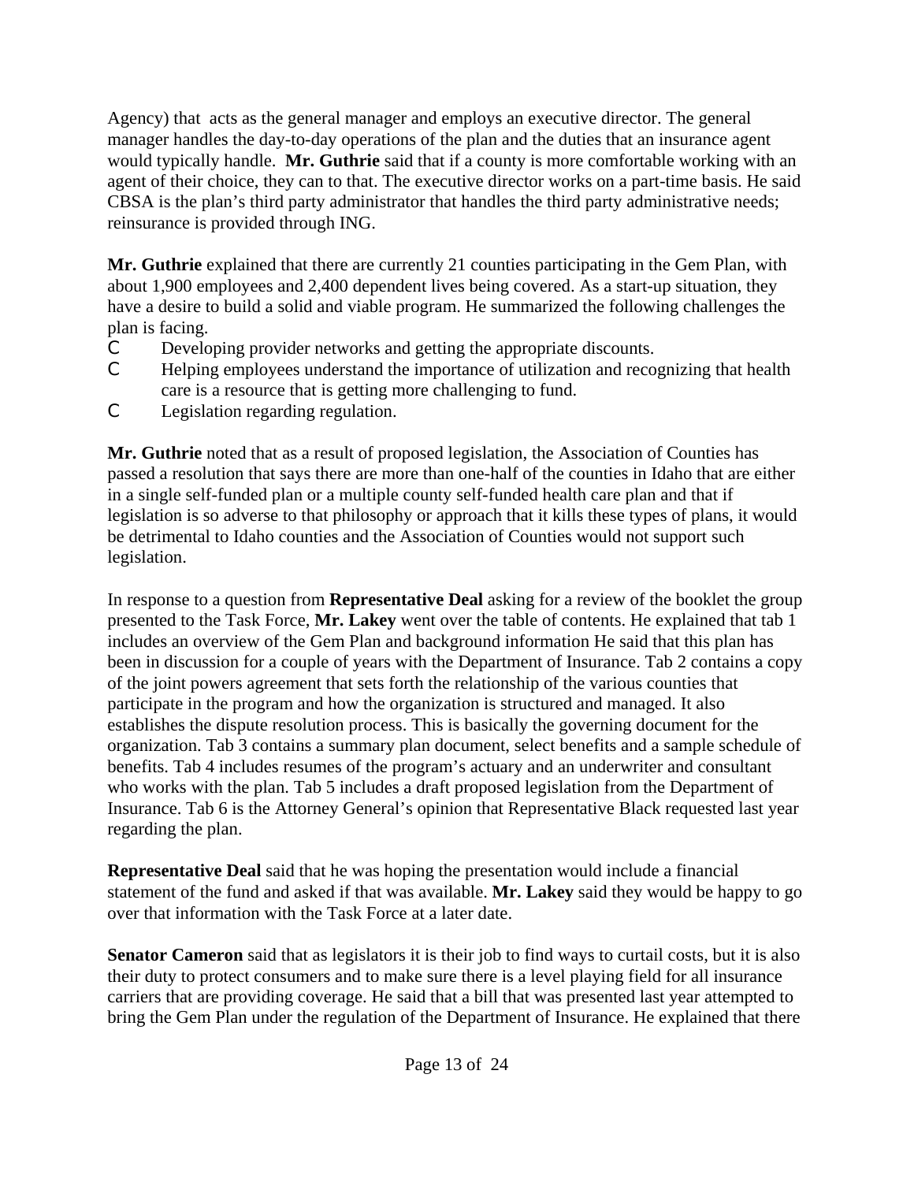Agency) that acts as the general manager and employs an executive director. The general manager handles the day-to-day operations of the plan and the duties that an insurance agent would typically handle. **Mr. Guthrie** said that if a county is more comfortable working with an agent of their choice, they can to that. The executive director works on a part-time basis. He said CBSA is the plan's third party administrator that handles the third party administrative needs; reinsurance is provided through ING.

**Mr. Guthrie** explained that there are currently 21 counties participating in the Gem Plan, with about 1,900 employees and 2,400 dependent lives being covered. As a start-up situation, they have a desire to build a solid and viable program. He summarized the following challenges the plan is facing.

- Developing provider networks and getting the appropriate discounts.
- Helping employees understand the importance of utilization and recognizing that health care is a resource that is getting more challenging to fund.
- Legislation regarding regulation.

**Mr. Guthrie** noted that as a result of proposed legislation, the Association of Counties has passed a resolution that says there are more than one-half of the counties in Idaho that are either in a single self-funded plan or a multiple county self-funded health care plan and that if legislation is so adverse to that philosophy or approach that it kills these types of plans, it would be detrimental to Idaho counties and the Association of Counties would not support such legislation.

In response to a question from **Representative Deal** asking for a review of the booklet the group presented to the Task Force, **Mr. Lakey** went over the table of contents. He explained that tab 1 includes an overview of the Gem Plan and background information He said that this plan has been in discussion for a couple of years with the Department of Insurance. Tab 2 contains a copy of the joint powers agreement that sets forth the relationship of the various counties that participate in the program and how the organization is structured and managed. It also establishes the dispute resolution process. This is basically the governing document for the organization. Tab 3 contains a summary plan document, select benefits and a sample schedule of benefits. Tab 4 includes resumes of the program's actuary and an underwriter and consultant who works with the plan. Tab 5 includes a draft proposed legislation from the Department of Insurance. Tab 6 is the Attorney General's opinion that Representative Black requested last year regarding the plan.

**Representative Deal** said that he was hoping the presentation would include a financial statement of the fund and asked if that was available. **Mr. Lakey** said they would be happy to go over that information with the Task Force at a later date.

**Senator Cameron** said that as legislators it is their job to find ways to curtail costs, but it is also their duty to protect consumers and to make sure there is a level playing field for all insurance carriers that are providing coverage. He said that a bill that was presented last year attempted to bring the Gem Plan under the regulation of the Department of Insurance. He explained that there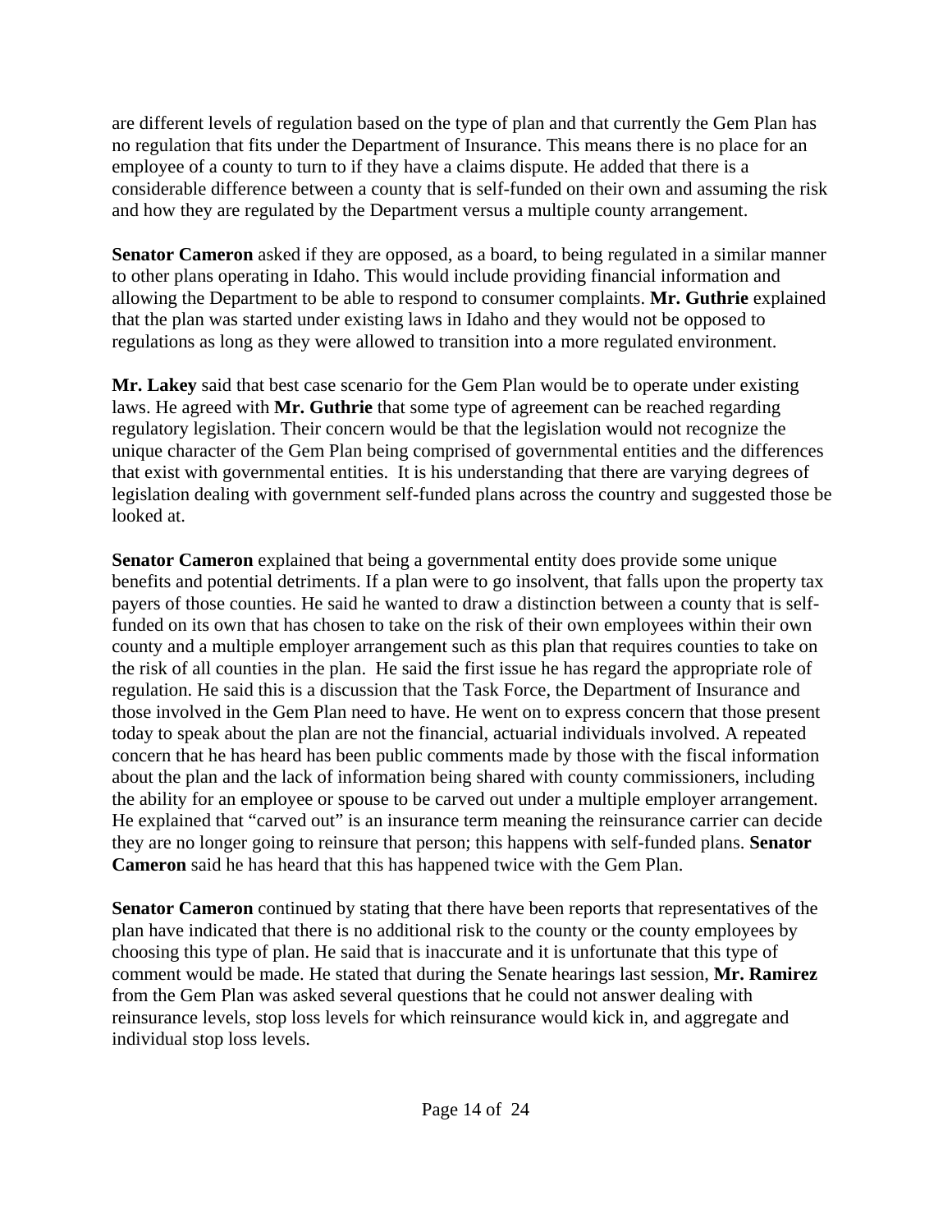are different levels of regulation based on the type of plan and that currently the Gem Plan has no regulation that fits under the Department of Insurance. This means there is no place for an employee of a county to turn to if they have a claims dispute. He added that there is a considerable difference between a county that is self-funded on their own and assuming the risk and how they are regulated by the Department versus a multiple county arrangement.

**Senator Cameron** asked if they are opposed, as a board, to being regulated in a similar manner to other plans operating in Idaho. This would include providing financial information and allowing the Department to be able to respond to consumer complaints. **Mr. Guthrie** explained that the plan was started under existing laws in Idaho and they would not be opposed to regulations as long as they were allowed to transition into a more regulated environment.

**Mr. Lakey** said that best case scenario for the Gem Plan would be to operate under existing laws. He agreed with **Mr. Guthrie** that some type of agreement can be reached regarding regulatory legislation. Their concern would be that the legislation would not recognize the unique character of the Gem Plan being comprised of governmental entities and the differences that exist with governmental entities. It is his understanding that there are varying degrees of legislation dealing with government self-funded plans across the country and suggested those be looked at.

**Senator Cameron** explained that being a governmental entity does provide some unique benefits and potential detriments. If a plan were to go insolvent, that falls upon the property tax payers of those counties. He said he wanted to draw a distinction between a county that is self-funded on its own that has chosen to take on the risk of their own employees within their own county and a multiple employer arrangement such as this plan that requires counties to take on the risk of all counties in the plan. He said the first issue he has regard the appropriate role of regulation. He said this is a discussion that the Task Force, the Department of Insurance and those involved in the Gem Plan need to have. He went on to express concern that those present today to speak about the plan are not the financial, actuarial individuals involved. A repeated concern that he has heard has been public comments made by those with the fiscal information about the plan and the lack of information being shared with county commissioners, including the ability for an employee or spouse to be carved out under a multiple employer arrangement. He explained that "carved out" is an insurance term meaning the reinsurance carrier can decide they are no longer going to reinsure that person; this happens with self-funded plans. **Senator Cameron** said he has heard that this has happened twice with the Gem Plan.

**Senator Cameron** continued by stating that there have been reports that representatives of the plan have indicated that there is no additional risk to the county or the county employees by choosing this type of plan. He said that is inaccurate and it is unfortunate that this type of comment would be made. He stated that during the Senate hearings last session, **Mr. Ramirez** from the Gem Plan was asked several questions that he could not answer dealing with reinsurance levels, stop loss levels for which reinsurance would kick in, and aggregate and individual stop loss levels.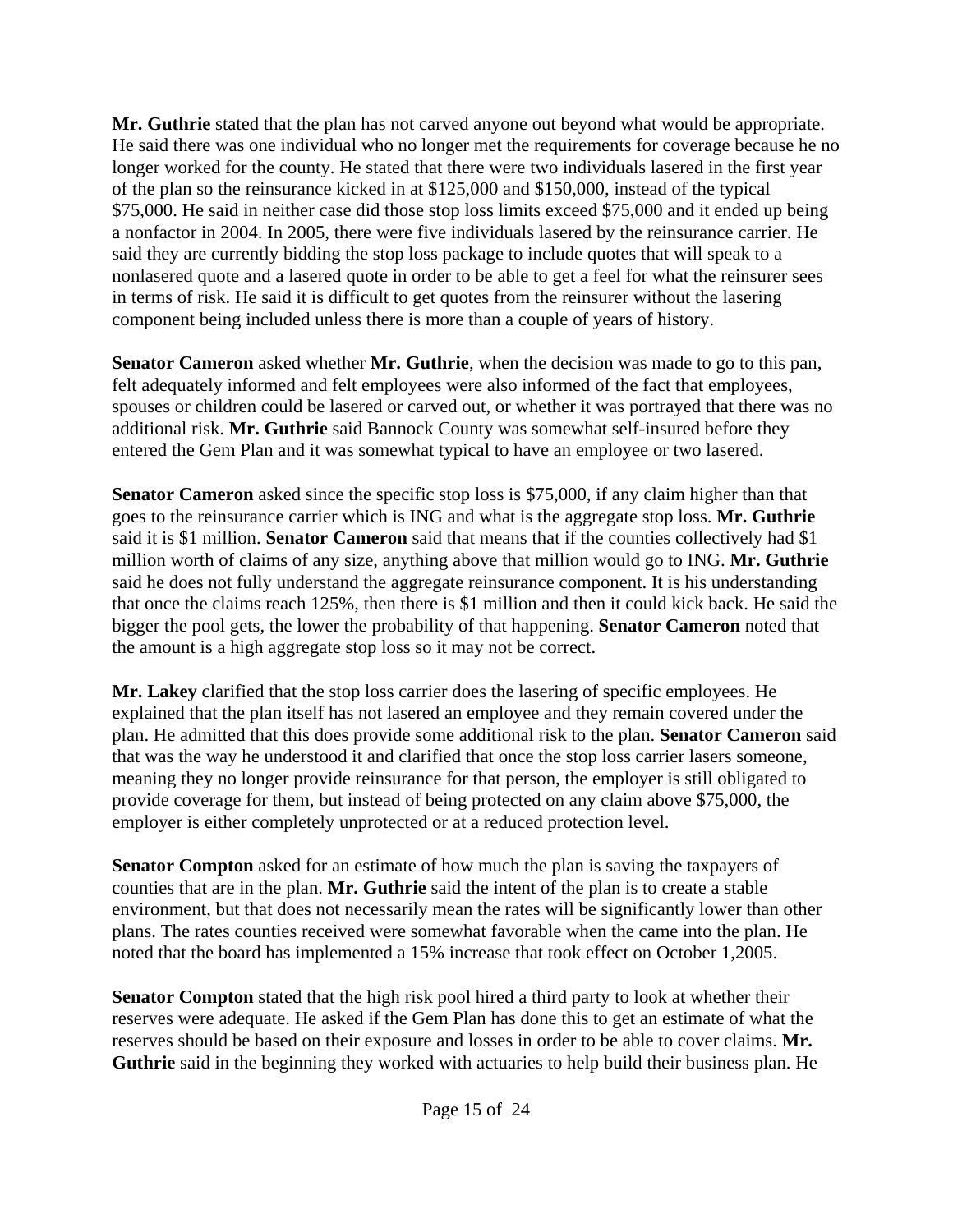**Mr. Guthrie** stated that the plan has not carved anyone out beyond what would be appropriate. He said there was one individual who no longer met the requirements for coverage because he no longer worked for the county. He stated that there were two individuals lasered in the first year of the plan so the reinsurance kicked in at $125,000 and $150,000, instead of the typical $75,000. He said in neither case did those stop loss limits exceed $75,000 and it ended up being a nonfactor in 2004. In 2005, there were five individuals lasered by the reinsurance carrier. He said they are currently bidding the stop loss package to include quotes that will speak to a nonlasered quote and a lasered quote in order to be able to get a feel for what the reinsurer sees in terms of risk. He said it is difficult to get quotes from the reinsurer without the lasering component being included unless there is more than a couple of years of history.

**Senator Cameron** asked whether **Mr. Guthrie**, when the decision was made to go to this pan, felt adequately informed and felt employees were also informed of the fact that employees, spouses or children could be lasered or carved out, or whether it was portrayed that there was no additional risk. **Mr. Guthrie** said Bannock County was somewhat self-insured before they entered the Gem Plan and it was somewhat typical to have an employee or two lasered.

**Senator Cameron** asked since the specific stop loss is $75,000, if any claim higher than that goes to the reinsurance carrier which is ING and what is the aggregate stop loss. **Mr. Guthrie** said it is $1 million. **Senator Cameron** said that means that if the counties collectively had $1 million worth of claims of any size, anything above that million would go to ING. **Mr. Guthrie** said he does not fully understand the aggregate reinsurance component. It is his understanding that once the claims reach 125%, then there is $1 million and then it could kick back. He said the bigger the pool gets, the lower the probability of that happening. **Senator Cameron** noted that the amount is a high aggregate stop loss so it may not be correct.

**Mr. Lakey** clarified that the stop loss carrier does the lasering of specific employees. He explained that the plan itself has not lasered an employee and they remain covered under the plan. He admitted that this does provide some additional risk to the plan. **Senator Cameron** said that was the way he understood it and clarified that once the stop loss carrier lasers someone, meaning they no longer provide reinsurance for that person, the employer is still obligated to provide coverage for them, but instead of being protected on any claim above $75,000, the employer is either completely unprotected or at a reduced protection level.

**Senator Compton** asked for an estimate of how much the plan is saving the taxpayers of counties that are in the plan. **Mr. Guthrie** said the intent of the plan is to create a stable environment, but that does not necessarily mean the rates will be significantly lower than other plans. The rates counties received were somewhat favorable when the came into the plan. He noted that the board has implemented a 15% increase that took effect on October 1,2005.

**Senator Compton** stated that the high risk pool hired a third party to look at whether their reserves were adequate. He asked if the Gem Plan has done this to get an estimate of what the reserves should be based on their exposure and losses in order to be able to cover claims. **Mr. Guthrie** said in the beginning they worked with actuaries to help build their business plan. He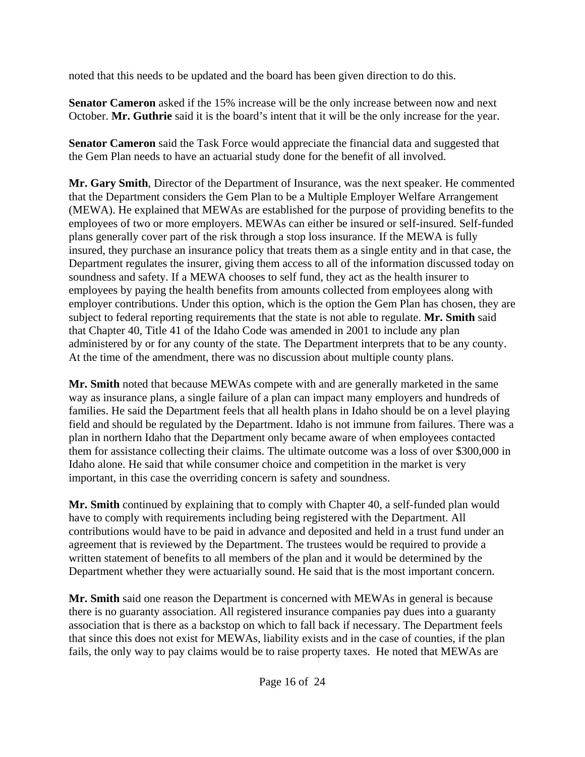noted that this needs to be updated and the board has been given direction to do this.

**Senator Cameron** asked if the 15% increase will be the only increase between now and next October. **Mr. Guthrie** said it is the board's intent that it will be the only increase for the year.

**Senator Cameron** said the Task Force would appreciate the financial data and suggested that the Gem Plan needs to have an actuarial study done for the benefit of all involved.

**Mr. Gary Smith**, Director of the Department of Insurance, was the next speaker. He commented that the Department considers the Gem Plan to be a Multiple Employer Welfare Arrangement (MEWA). He explained that MEWAs are established for the purpose of providing benefits to the employees of two or more employers. MEWAs can either be insured or self-insured. Self-funded plans generally cover part of the risk through a stop loss insurance. If the MEWA is fully insured, they purchase an insurance policy that treats them as a single entity and in that case, the Department regulates the insurer, giving them access to all of the information discussed today on soundness and safety. If a MEWA chooses to self fund, they act as the health insurer to employees by paying the health benefits from amounts collected from employees along with employer contributions. Under this option, which is the option the Gem Plan has chosen, they are subject to federal reporting requirements that the state is not able to regulate. **Mr. Smith** said that Chapter 40, Title 41 of the Idaho Code was amended in 2001 to include any plan administered by or for any county of the state. The Department interprets that to be any county. At the time of the amendment, there was no discussion about multiple county plans.

**Mr. Smith** noted that because MEWAs compete with and are generally marketed in the same way as insurance plans, a single failure of a plan can impact many employers and hundreds of families. He said the Department feels that all health plans in Idaho should be on a level playing field and should be regulated by the Department. Idaho is not immune from failures. There was a plan in northern Idaho that the Department only became aware of when employees contacted them for assistance collecting their claims. The ultimate outcome was a loss of over $300,000 in Idaho alone. He said that while consumer choice and competition in the market is very important, in this case the overriding concern is safety and soundness.

**Mr. Smith** continued by explaining that to comply with Chapter 40, a self-funded plan would have to comply with requirements including being registered with the Department. All contributions would have to be paid in advance and deposited and held in a trust fund under an agreement that is reviewed by the Department. The trustees would be required to provide a written statement of benefits to all members of the plan and it would be determined by the Department whether they were actuarially sound. He said that is the most important concern.

**Mr. Smith** said one reason the Department is concerned with MEWAs in general is because there is no guaranty association. All registered insurance companies pay dues into a guaranty association that is there as a backstop on which to fall back if necessary. The Department feels that since this does not exist for MEWAs, liability exists and in the case of counties, if the plan fails, the only way to pay claims would be to raise property taxes. He noted that MEWAs are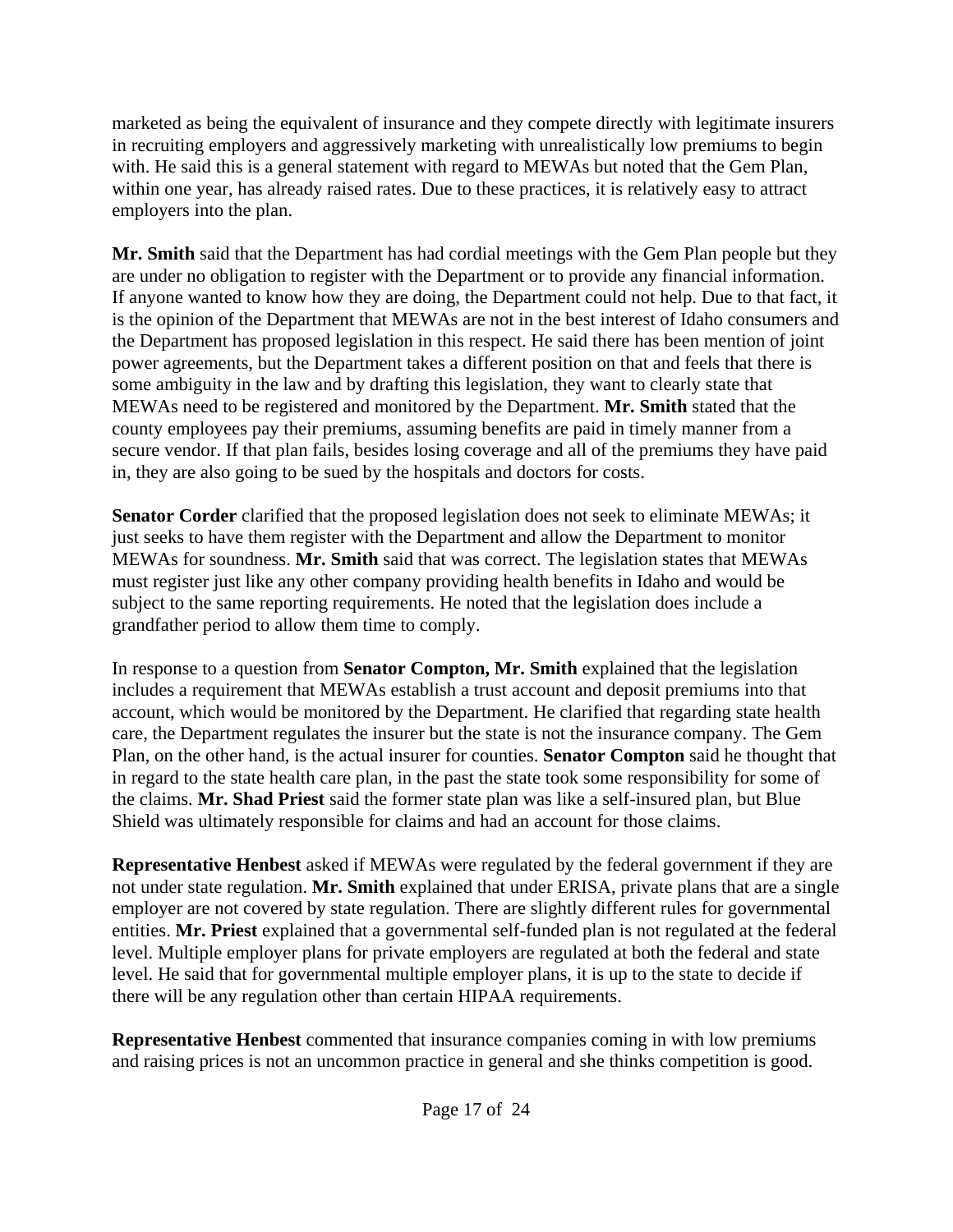marketed as being the equivalent of insurance and they compete directly with legitimate insurers in recruiting employers and aggressively marketing with unrealistically low premiums to begin with. He said this is a general statement with regard to MEWAs but noted that the Gem Plan, within one year, has already raised rates. Due to these practices, it is relatively easy to attract employers into the plan.

**Mr. Smith** said that the Department has had cordial meetings with the Gem Plan people but they are under no obligation to register with the Department or to provide any financial information. If anyone wanted to know how they are doing, the Department could not help. Due to that fact, it is the opinion of the Department that MEWAs are not in the best interest of Idaho consumers and the Department has proposed legislation in this respect. He said there has been mention of joint power agreements, but the Department takes a different position on that and feels that there is some ambiguity in the law and by drafting this legislation, they want to clearly state that MEWAs need to be registered and monitored by the Department. **Mr. Smith** stated that the county employees pay their premiums, assuming benefits are paid in timely manner from a secure vendor. If that plan fails, besides losing coverage and all of the premiums they have paid in, they are also going to be sued by the hospitals and doctors for costs.

**Senator Corder** clarified that the proposed legislation does not seek to eliminate MEWAs; it just seeks to have them register with the Department and allow the Department to monitor MEWAs for soundness. **Mr. Smith** said that was correct. The legislation states that MEWAs must register just like any other company providing health benefits in Idaho and would be subject to the same reporting requirements. He noted that the legislation does include a grandfather period to allow them time to comply.

In response to a question from **Senator Compton, Mr. Smith** explained that the legislation includes a requirement that MEWAs establish a trust account and deposit premiums into that account, which would be monitored by the Department. He clarified that regarding state health care, the Department regulates the insurer but the state is not the insurance company. The Gem Plan, on the other hand, is the actual insurer for counties. **Senator Compton** said he thought that in regard to the state health care plan, in the past the state took some responsibility for some of the claims. **Mr. Shad Priest** said the former state plan was like a self-insured plan, but Blue Shield was ultimately responsible for claims and had an account for those claims.

**Representative Henbest** asked if MEWAs were regulated by the federal government if they are not under state regulation. **Mr. Smith** explained that under ERISA, private plans that are a single employer are not covered by state regulation. There are slightly different rules for governmental entities. **Mr. Priest** explained that a governmental self-funded plan is not regulated at the federal level. Multiple employer plans for private employers are regulated at both the federal and state level. He said that for governmental multiple employer plans, it is up to the state to decide if there will be any regulation other than certain HIPAA requirements.

**Representative Henbest** commented that insurance companies coming in with low premiums and raising prices is not an uncommon practice in general and she thinks competition is good.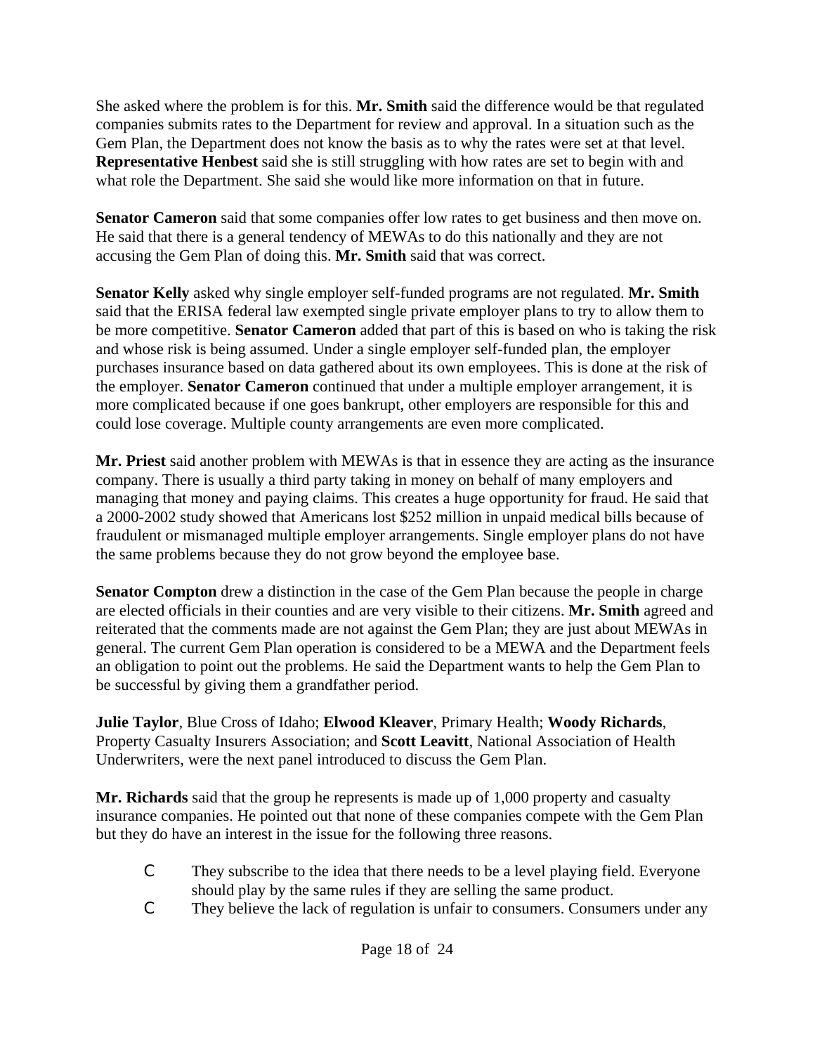She asked where the problem is for this. **Mr. Smith** said the difference would be that regulated companies submits rates to the Department for review and approval. In a situation such as the Gem Plan, the Department does not know the basis as to why the rates were set at that level. **Representative Henbest** said she is still struggling with how rates are set to begin with and what role the Department. She said she would like more information on that in future.

**Senator Cameron** said that some companies offer low rates to get business and then move on. He said that there is a general tendency of MEWAs to do this nationally and they are not accusing the Gem Plan of doing this. **Mr. Smith** said that was correct.

**Senator Kelly** asked why single employer self-funded programs are not regulated. **Mr. Smith** said that the ERISA federal law exempted single private employer plans to try to allow them to be more competitive. **Senator Cameron** added that part of this is based on who is taking the risk and whose risk is being assumed. Under a single employer self-funded plan, the employer purchases insurance based on data gathered about its own employees. This is done at the risk of the employer. **Senator Cameron** continued that under a multiple employer arrangement, it is more complicated because if one goes bankrupt, other employers are responsible for this and could lose coverage. Multiple county arrangements are even more complicated.

**Mr. Priest** said another problem with MEWAs is that in essence they are acting as the insurance company. There is usually a third party taking in money on behalf of many employers and managing that money and paying claims. This creates a huge opportunity for fraud. He said that a 2000-2002 study showed that Americans lost $252 million in unpaid medical bills because of fraudulent or mismanaged multiple employer arrangements. Single employer plans do not have the same problems because they do not grow beyond the employee base.

**Senator Compton** drew a distinction in the case of the Gem Plan because the people in charge are elected officials in their counties and are very visible to their citizens. **Mr. Smith** agreed and reiterated that the comments made are not against the Gem Plan; they are just about MEWAs in general. The current Gem Plan operation is considered to be a MEWA and the Department feels an obligation to point out the problems. He said the Department wants to help the Gem Plan to be successful by giving them a grandfather period.

**Julie Taylor**, Blue Cross of Idaho; **Elwood Kleaver**, Primary Health; **Woody Richards**, Property Casualty Insurers Association; and **Scott Leavitt**, National Association of Health Underwriters, were the next panel introduced to discuss the Gem Plan.

**Mr. Richards** said that the group he represents is made up of 1,000 property and casualty insurance companies. He pointed out that none of these companies compete with the Gem Plan but they do have an interest in the issue for the following three reasons.

- They subscribe to the idea that there needs to be a level playing field. Everyone should play by the same rules if they are selling the same product.
- They believe the lack of regulation is unfair to consumers. Consumers under any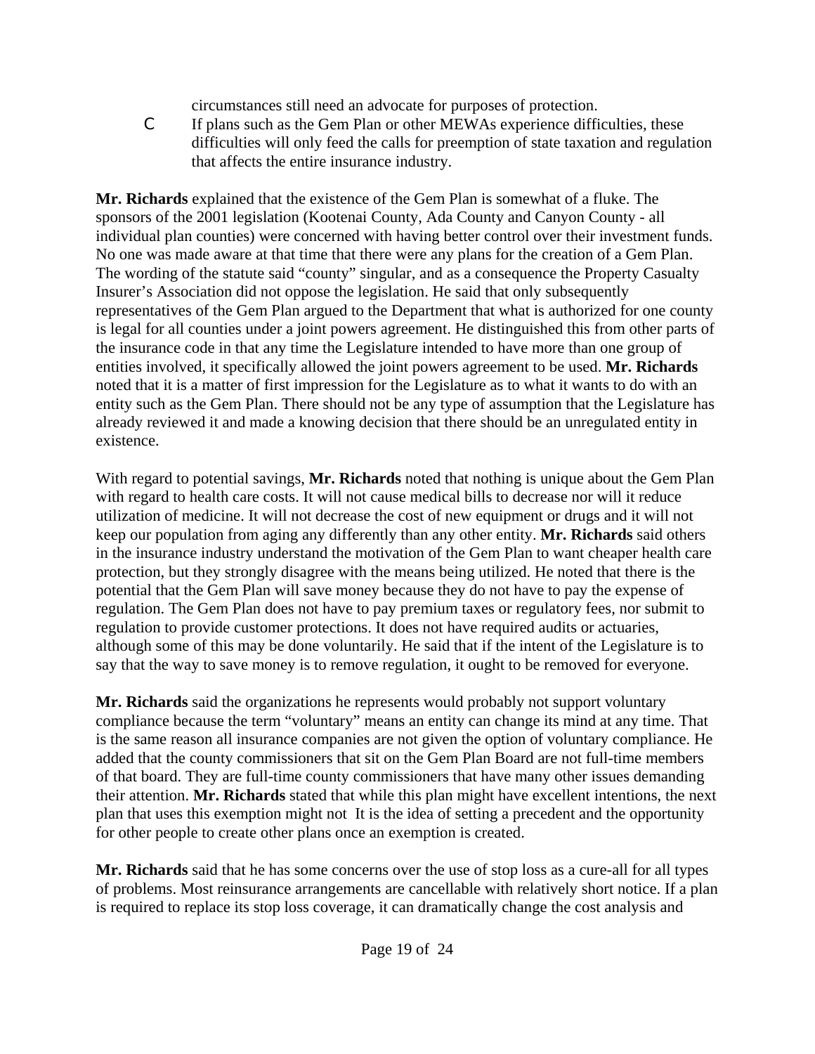circumstances still need an advocate for purposes of protection.

- If plans such as the Gem Plan or other MEWAs experience difficulties, these difficulties will only feed the calls for preemption of state taxation and regulation that affects the entire insurance industry.

**Mr. Richards** explained that the existence of the Gem Plan is somewhat of a fluke. The sponsors of the 2001 legislation (Kootenai County, Ada County and Canyon County - all individual plan counties) were concerned with having better control over their investment funds. No one was made aware at that time that there were any plans for the creation of a Gem Plan. The wording of the statute said "county" singular, and as a consequence the Property Casualty Insurer's Association did not oppose the legislation. He said that only subsequently representatives of the Gem Plan argued to the Department that what is authorized for one county is legal for all counties under a joint powers agreement. He distinguished this from other parts of the insurance code in that any time the Legislature intended to have more than one group of entities involved, it specifically allowed the joint powers agreement to be used. **Mr. Richards** noted that it is a matter of first impression for the Legislature as to what it wants to do with an entity such as the Gem Plan. There should not be any type of assumption that the Legislature has already reviewed it and made a knowing decision that there should be an unregulated entity in existence.

With regard to potential savings, **Mr. Richards** noted that nothing is unique about the Gem Plan with regard to health care costs. It will not cause medical bills to decrease nor will it reduce utilization of medicine. It will not decrease the cost of new equipment or drugs and it will not keep our population from aging any differently than any other entity. **Mr. Richards** said others in the insurance industry understand the motivation of the Gem Plan to want cheaper health care protection, but they strongly disagree with the means being utilized. He noted that there is the potential that the Gem Plan will save money because they do not have to pay the expense of regulation. The Gem Plan does not have to pay premium taxes or regulatory fees, nor submit to regulation to provide customer protections. It does not have required audits or actuaries, although some of this may be done voluntarily. He said that if the intent of the Legislature is to say that the way to save money is to remove regulation, it ought to be removed for everyone.

**Mr. Richards** said the organizations he represents would probably not support voluntary compliance because the term "voluntary" means an entity can change its mind at any time. That is the same reason all insurance companies are not given the option of voluntary compliance. He added that the county commissioners that sit on the Gem Plan Board are not full-time members of that board. They are full-time county commissioners that have many other issues demanding their attention. **Mr. Richards** stated that while this plan might have excellent intentions, the next plan that uses this exemption might not  It is the idea of setting a precedent and the opportunity for other people to create other plans once an exemption is created.

**Mr. Richards** said that he has some concerns over the use of stop loss as a cure-all for all types of problems. Most reinsurance arrangements are cancellable with relatively short notice. If a plan is required to replace its stop loss coverage, it can dramatically change the cost analysis and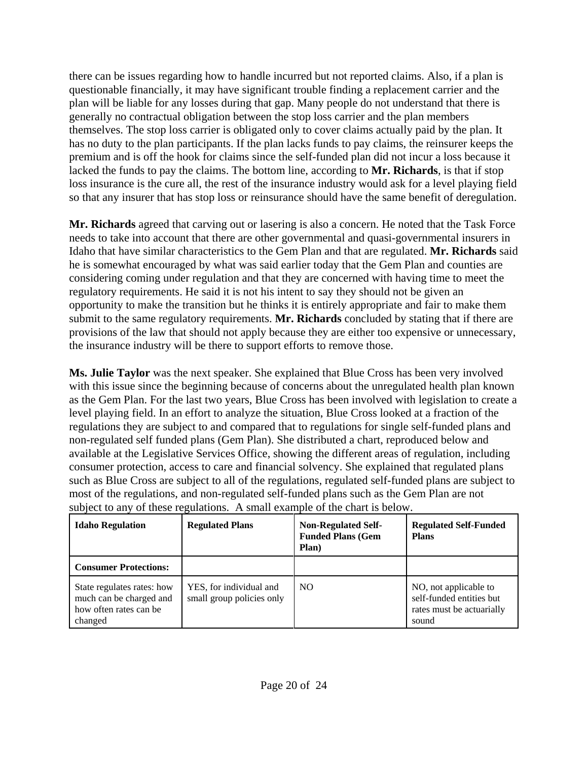there can be issues regarding how to handle incurred but not reported claims. Also, if a plan is questionable financially, it may have significant trouble finding a replacement carrier and the plan will be liable for any losses during that gap. Many people do not understand that there is generally no contractual obligation between the stop loss carrier and the plan members themselves. The stop loss carrier is obligated only to cover claims actually paid by the plan. It has no duty to the plan participants. If the plan lacks funds to pay claims, the reinsurer keeps the premium and is off the hook for claims since the self-funded plan did not incur a loss because it lacked the funds to pay the claims. The bottom line, according to **Mr. Richards**, is that if stop loss insurance is the cure all, the rest of the insurance industry would ask for a level playing field so that any insurer that has stop loss or reinsurance should have the same benefit of deregulation.

**Mr. Richards** agreed that carving out or lasering is also a concern. He noted that the Task Force needs to take into account that there are other governmental and quasi-governmental insurers in Idaho that have similar characteristics to the Gem Plan and that are regulated. **Mr. Richards** said he is somewhat encouraged by what was said earlier today that the Gem Plan and counties are considering coming under regulation and that they are concerned with having time to meet the regulatory requirements. He said it is not his intent to say they should not be given an opportunity to make the transition but he thinks it is entirely appropriate and fair to make them submit to the same regulatory requirements. **Mr. Richards** concluded by stating that if there are provisions of the law that should not apply because they are either too expensive or unnecessary, the insurance industry will be there to support efforts to remove those.

**Ms. Julie Taylor** was the next speaker. She explained that Blue Cross has been very involved with this issue since the beginning because of concerns about the unregulated health plan known as the Gem Plan. For the last two years, Blue Cross has been involved with legislation to create a level playing field. In an effort to analyze the situation, Blue Cross looked at a fraction of the regulations they are subject to and compared that to regulations for single self-funded plans and non-regulated self funded plans (Gem Plan). She distributed a chart, reproduced below and available at the Legislative Services Office, showing the different areas of regulation, including consumer protection, access to care and financial solvency. She explained that regulated plans such as Blue Cross are subject to all of the regulations, regulated self-funded plans are subject to most of the regulations, and non-regulated self-funded plans such as the Gem Plan are not subject to any of these regulations. A small example of the chart is below.

| **Idaho Regulation** | **Regulated Plans** | **Non-Regulated Self-Funded Plans (Gem Plan)** | **Regulated Self-Funded Plans** |
|---|---|---|---|
| **Consumer Protections:** | | | |
| State regulates rates: how much can be charged and how often rates can be changed | YES, for individual and small group policies only | NO | NO, not applicable to self-funded entities but rates must be actuarially sound |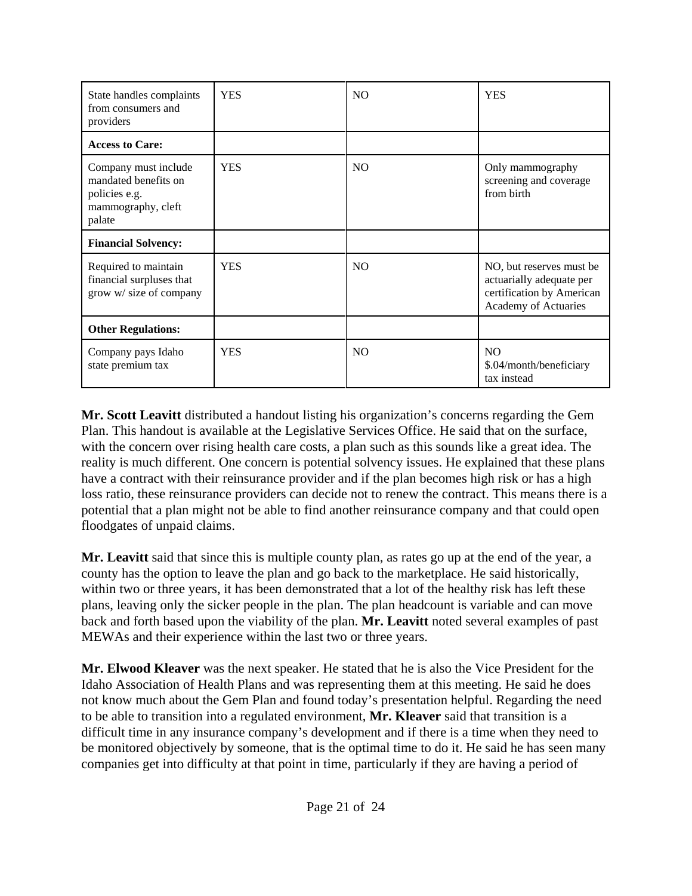| State handles complaints from consumers and providers | YES | NO | YES |
|---|---|---|---|
| **Access to Care:** | | | |
| Company must include mandated benefits on policies e.g. mammography, cleft palate | YES | NO | Only mammography screening and coverage from birth |
| **Financial Solvency:** | | | |
| Required to maintain financial surpluses that grow w/ size of company | YES | NO | NO, but reserves must be actuarially adequate per certification by American Academy of Actuaries |
| **Other Regulations:** | | | |
| Company pays Idaho state premium tax | YES | NO | NO $.04/month/beneficiary tax instead |

**Mr. Scott Leavitt** distributed a handout listing his organization's concerns regarding the Gem Plan. This handout is available at the Legislative Services Office. He said that on the surface, with the concern over rising health care costs, a plan such as this sounds like a great idea. The reality is much different. One concern is potential solvency issues. He explained that these plans have a contract with their reinsurance provider and if the plan becomes high risk or has a high loss ratio, these reinsurance providers can decide not to renew the contract. This means there is a potential that a plan might not be able to find another reinsurance company and that could open floodgates of unpaid claims.

**Mr. Leavitt** said that since this is multiple county plan, as rates go up at the end of the year, a county has the option to leave the plan and go back to the marketplace. He said historically, within two or three years, it has been demonstrated that a lot of the healthy risk has left these plans, leaving only the sicker people in the plan. The plan headcount is variable and can move back and forth based upon the viability of the plan. **Mr. Leavitt** noted several examples of past MEWAs and their experience within the last two or three years.

**Mr. Elwood Kleaver** was the next speaker. He stated that he is also the Vice President for the Idaho Association of Health Plans and was representing them at this meeting. He said he does not know much about the Gem Plan and found today's presentation helpful. Regarding the need to be able to transition into a regulated environment, **Mr. Kleaver** said that transition is a difficult time in any insurance company's development and if there is a time when they need to be monitored objectively by someone, that is the optimal time to do it. He said he has seen many companies get into difficulty at that point in time, particularly if they are having a period of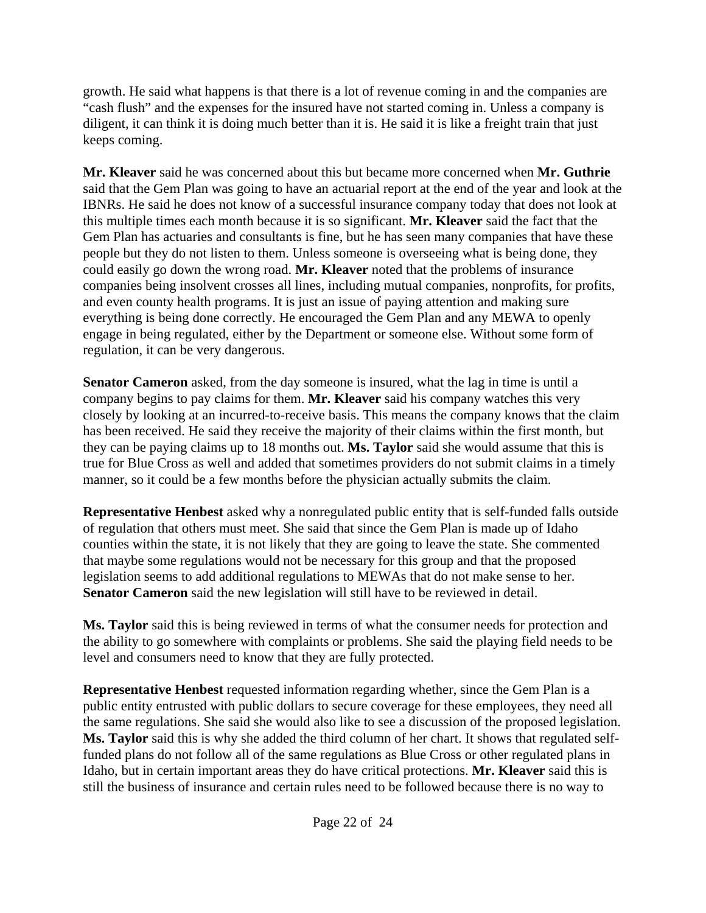growth. He said what happens is that there is a lot of revenue coming in and the companies are "cash flush" and the expenses for the insured have not started coming in. Unless a company is diligent, it can think it is doing much better than it is. He said it is like a freight train that just keeps coming.

**Mr. Kleaver** said he was concerned about this but became more concerned when **Mr. Guthrie** said that the Gem Plan was going to have an actuarial report at the end of the year and look at the IBNRs. He said he does not know of a successful insurance company today that does not look at this multiple times each month because it is so significant. **Mr. Kleaver** said the fact that the Gem Plan has actuaries and consultants is fine, but he has seen many companies that have these people but they do not listen to them. Unless someone is overseeing what is being done, they could easily go down the wrong road. **Mr. Kleaver** noted that the problems of insurance companies being insolvent crosses all lines, including mutual companies, nonprofits, for profits, and even county health programs. It is just an issue of paying attention and making sure everything is being done correctly. He encouraged the Gem Plan and any MEWA to openly engage in being regulated, either by the Department or someone else. Without some form of regulation, it can be very dangerous.

**Senator Cameron** asked, from the day someone is insured, what the lag in time is until a company begins to pay claims for them. **Mr. Kleaver** said his company watches this very closely by looking at an incurred-to-receive basis. This means the company knows that the claim has been received. He said they receive the majority of their claims within the first month, but they can be paying claims up to 18 months out. **Ms. Taylor** said she would assume that this is true for Blue Cross as well and added that sometimes providers do not submit claims in a timely manner, so it could be a few months before the physician actually submits the claim.

**Representative Henbest** asked why a nonregulated public entity that is self-funded falls outside of regulation that others must meet. She said that since the Gem Plan is made up of Idaho counties within the state, it is not likely that they are going to leave the state. She commented that maybe some regulations would not be necessary for this group and that the proposed legislation seems to add additional regulations to MEWAs that do not make sense to her. **Senator Cameron** said the new legislation will still have to be reviewed in detail.

**Ms. Taylor** said this is being reviewed in terms of what the consumer needs for protection and the ability to go somewhere with complaints or problems. She said the playing field needs to be level and consumers need to know that they are fully protected.

**Representative Henbest** requested information regarding whether, since the Gem Plan is a public entity entrusted with public dollars to secure coverage for these employees, they need all the same regulations. She said she would also like to see a discussion of the proposed legislation. **Ms. Taylor** said this is why she added the third column of her chart. It shows that regulated self-funded plans do not follow all of the same regulations as Blue Cross or other regulated plans in Idaho, but in certain important areas they do have critical protections. **Mr. Kleaver** said this is still the business of insurance and certain rules need to be followed because there is no way to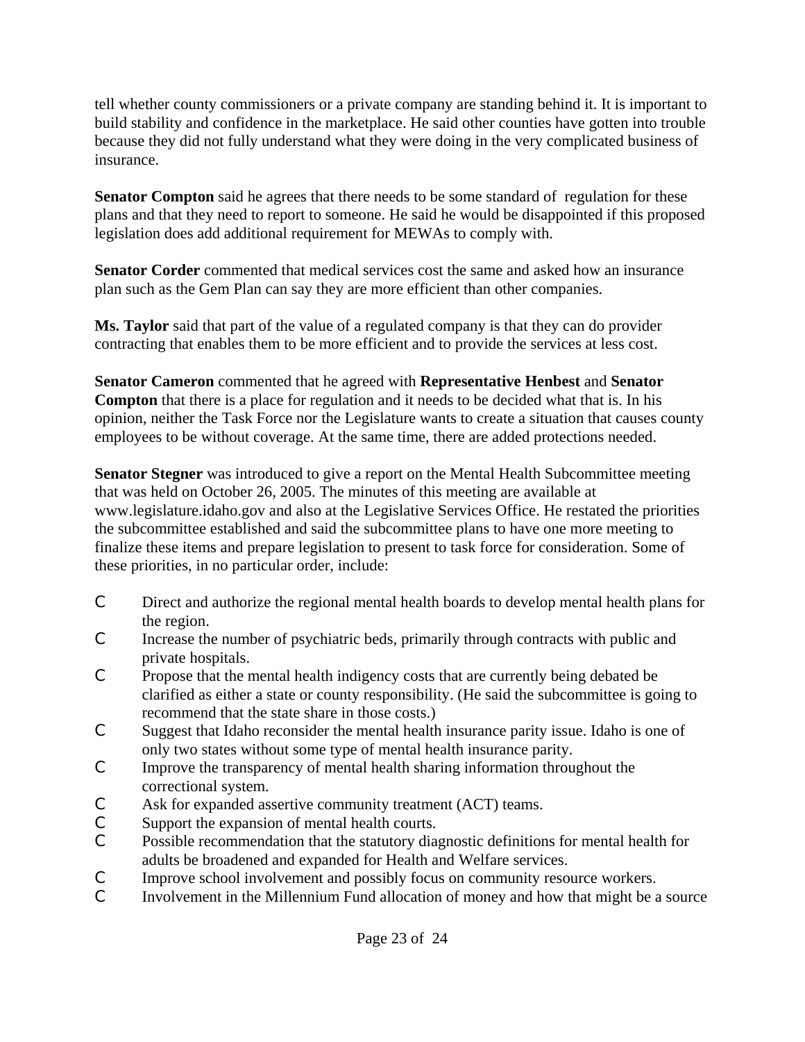tell whether county commissioners or a private company are standing behind it. It is important to build stability and confidence in the marketplace. He said other counties have gotten into trouble because they did not fully understand what they were doing in the very complicated business of insurance.

**Senator Compton** said he agrees that there needs to be some standard of regulation for these plans and that they need to report to someone. He said he would be disappointed if this proposed legislation does add additional requirement for MEWAs to comply with.

**Senator Corder** commented that medical services cost the same and asked how an insurance plan such as the Gem Plan can say they are more efficient than other companies.

**Ms. Taylor** said that part of the value of a regulated company is that they can do provider contracting that enables them to be more efficient and to provide the services at less cost.

**Senator Cameron** commented that he agreed with **Representative Henbest** and **Senator Compton** that there is a place for regulation and it needs to be decided what that is. In his opinion, neither the Task Force nor the Legislature wants to create a situation that causes county employees to be without coverage. At the same time, there are added protections needed.

**Senator Stegner** was introduced to give a report on the Mental Health Subcommittee meeting that was held on October 26, 2005. The minutes of this meeting are available at www.legislature.idaho.gov and also at the Legislative Services Office. He restated the priorities the subcommittee established and said the subcommittee plans to have one more meeting to finalize these items and prepare legislation to present to task force for consideration. Some of these priorities, in no particular order, include:

- Direct and authorize the regional mental health boards to develop mental health plans for the region.
- Increase the number of psychiatric beds, primarily through contracts with public and private hospitals.
- Propose that the mental health indigency costs that are currently being debated be clarified as either a state or county responsibility. (He said the subcommittee is going to recommend that the state share in those costs.)
- Suggest that Idaho reconsider the mental health insurance parity issue. Idaho is one of only two states without some type of mental health insurance parity.
- Improve the transparency of mental health sharing information throughout the correctional system.
- Ask for expanded assertive community treatment (ACT) teams.
- Support the expansion of mental health courts.
- Possible recommendation that the statutory diagnostic definitions for mental health for adults be broadened and expanded for Health and Welfare services.
- Improve school involvement and possibly focus on community resource workers.
- Involvement in the Millennium Fund allocation of money and how that might be a source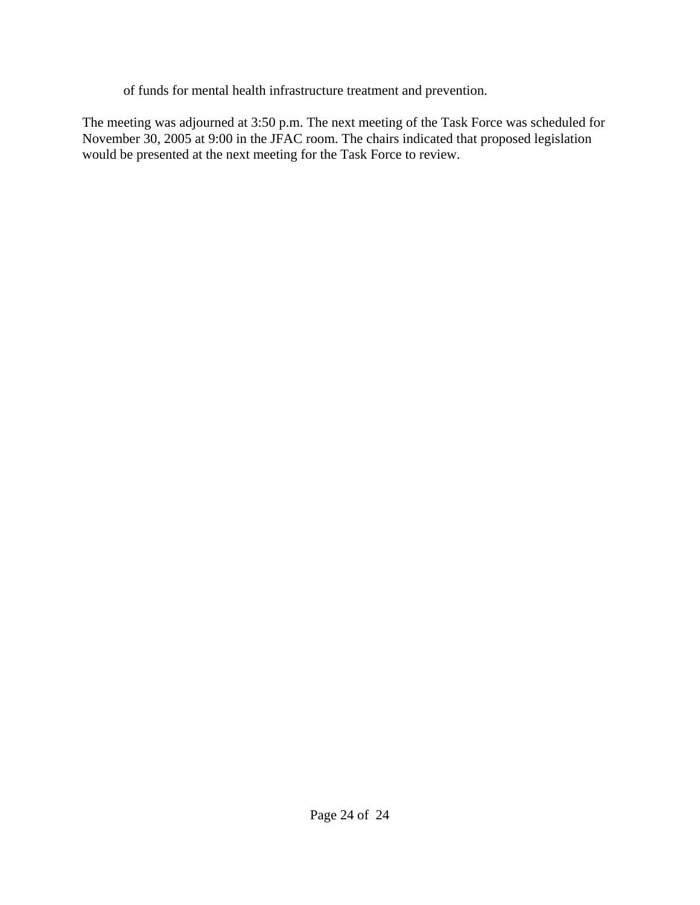of funds for mental health infrastructure treatment and prevention.

The meeting was adjourned at 3:50 p.m. The next meeting of the Task Force was scheduled for November 30, 2005 at 9:00 in the JFAC room. The chairs indicated that proposed legislation would be presented at the next meeting for the Task Force to review.